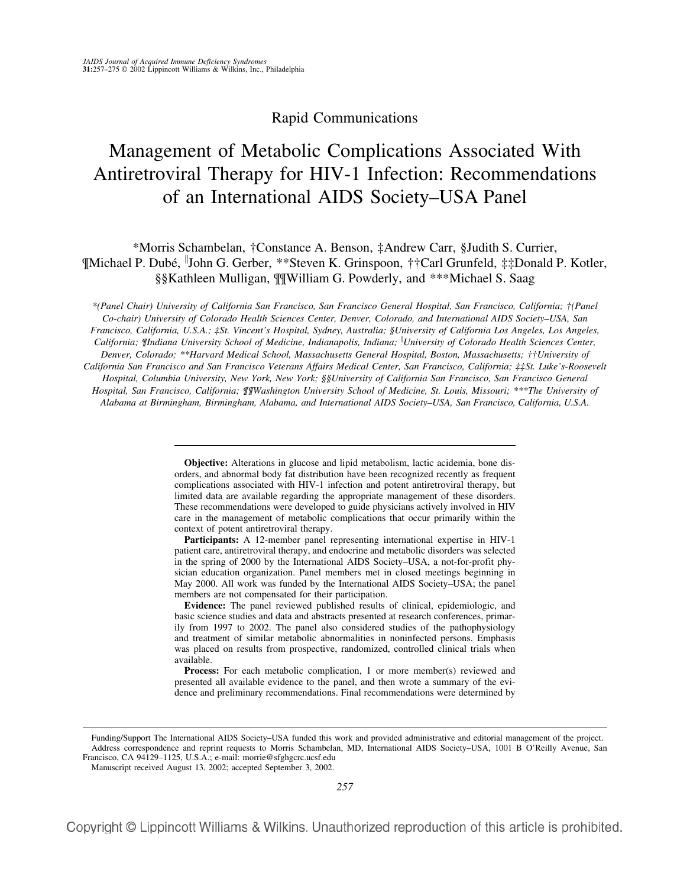Rapid Communications

# Management of Metabolic Complications Associated With Antiretroviral Therapy for HIV-1 Infection: Recommendations of an International AIDS Society–USA Panel

*Morris Schambelan, †Constance A. Benson, ‡Andrew Carr, §Judith S. Currier, ¶Michael P. Dubé, ||John G. Gerber, **Steven K. Grinspoon, ††Carl Grunfeld, ‡‡Donald P. Kotler, §§Kathleen Mulligan, ¶¶William G. Powderly, and ***Michael S. Saag

*\*(Panel Chair) University of California San Francisco, San Francisco General Hospital, San Francisco, California; †(Panel Co-chair) University of Colorado Health Sciences Center, Denver, Colorado, and International AIDS Society–USA, San Francisco, California, U.S.A.; ‡St. Vincent's Hospital, Sydney, Australia; §University of California Los Angeles, Los Angeles, California; ¶Indiana University School of Medicine, Indianapolis, Indiana; ||University of Colorado Health Sciences Center, Denver, Colorado; \*\*Harvard Medical School, Massachusetts General Hospital, Boston, Massachusetts; ††University of California San Francisco and San Francisco Veterans Affairs Medical Center, San Francisco, California; ‡‡St. Luke's-Roosevelt Hospital, Columbia University, New York, New York; §§University of California San Francisco, San Francisco General Hospital, San Francisco, California; ¶¶Washington University School of Medicine, St. Louis, Missouri; \*\*\*The University of Alabama at Birmingham, Birmingham, Alabama, and International AIDS Society–USA, San Francisco, California, U.S.A.*

**Objective:** Alterations in glucose and lipid metabolism, lactic acidemia, bone disorders, and abnormal body fat distribution have been recognized recently as frequent complications associated with HIV-1 infection and potent antiretroviral therapy, but limited data are available regarding the appropriate management of these disorders. These recommendations were developed to guide physicians actively involved in HIV care in the management of metabolic complications that occur primarily within the context of potent antiretroviral therapy.

**Participants:** A 12-member panel representing international expertise in HIV-1 patient care, antiretroviral therapy, and endocrine and metabolic disorders was selected in the spring of 2000 by the International AIDS Society–USA, a not-for-profit physician education organization. Panel members met in closed meetings beginning in May 2000. All work was funded by the International AIDS Society–USA; the panel members are not compensated for their participation.

**Evidence:** The panel reviewed published results of clinical, epidemiologic, and basic science studies and data and abstracts presented at research conferences, primarily from 1997 to 2002. The panel also considered studies of the pathophysiology and treatment of similar metabolic abnormalities in noninfected persons. Emphasis was placed on results from prospective, randomized, controlled clinical trials when available.

**Process:** For each metabolic complication, 1 or more member(s) reviewed and presented all available evidence to the panel, and then wrote a summary of the evidence and preliminary recommendations. Final recommendations were determined by

---

Funding/Support The International AIDS Society–USA funded this work and provided administrative and editorial management of the project.

Address correspondence and reprint requests to Morris Schambelan, MD, International AIDS Society–USA, 1001 B O'Reilly Avenue, San Francisco, CA 94129–1125, U.S.A.; e-mail: morrie@sfghgcrc.ucsf.edu

Manuscript received August 13, 2002; accepted September 3, 2002.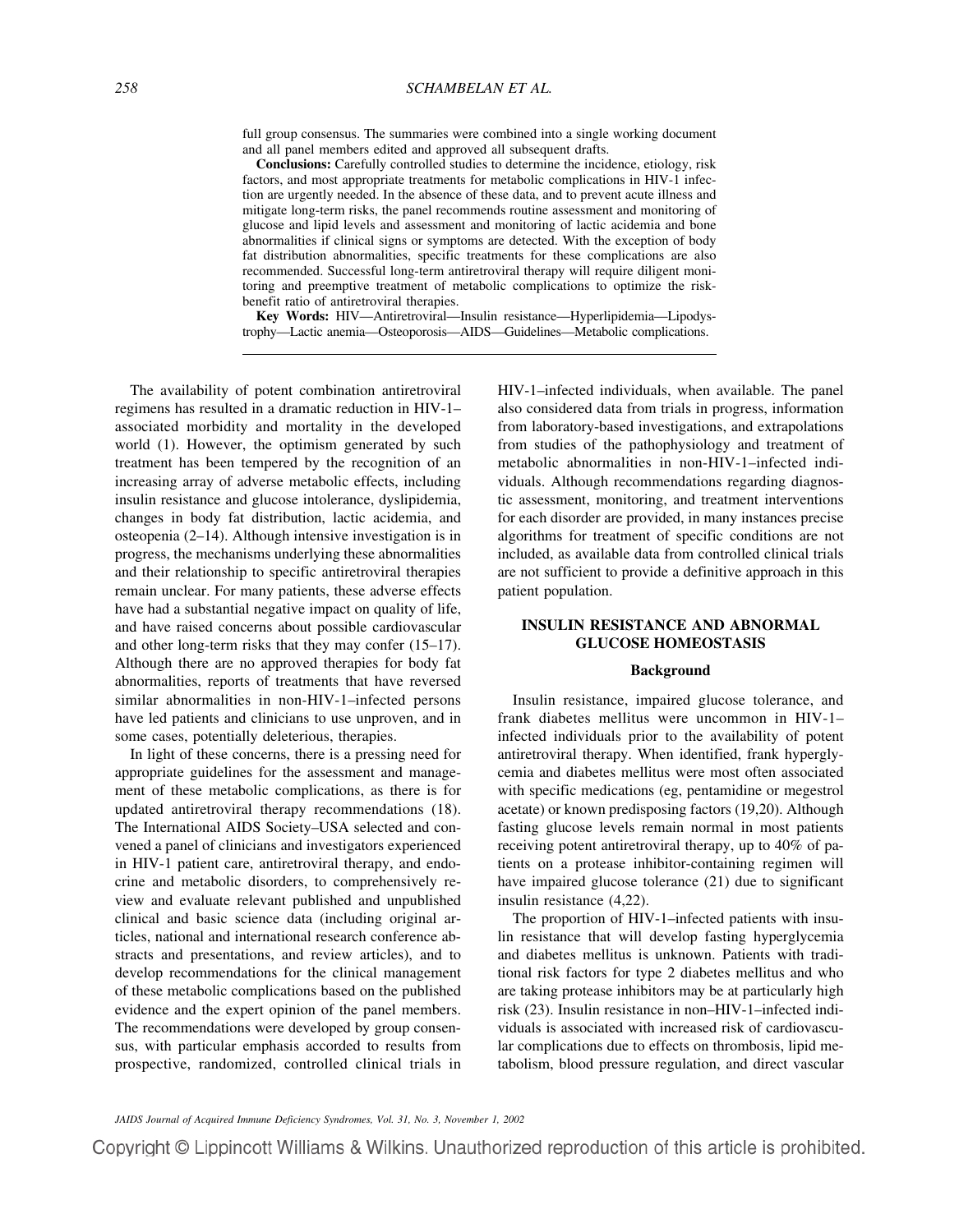full group consensus. The summaries were combined into a single working document and all panel members edited and approved all subsequent drafts.

**Conclusions:** Carefully controlled studies to determine the incidence, etiology, risk factors, and most appropriate treatments for metabolic complications in HIV-1 infection are urgently needed. In the absence of these data, and to prevent acute illness and mitigate long-term risks, the panel recommends routine assessment and monitoring of glucose and lipid levels and assessment and monitoring of lactic acidemia and bone abnormalities if clinical signs or symptoms are detected. With the exception of body fat distribution abnormalities, specific treatments for these complications are also recommended. Successful long-term antiretroviral therapy will require diligent monitoring and preemptive treatment of metabolic complications to optimize the risk-benefit ratio of antiretroviral therapies.

**Key Words:** HIV—Antiretroviral—Insulin resistance—Hyperlipidemia—Lipodystrophy—Lactic anemia—Osteoporosis—AIDS—Guidelines—Metabolic complications.

The availability of potent combination antiretroviral regimens has resulted in a dramatic reduction in HIV-1–associated morbidity and mortality in the developed world (1). However, the optimism generated by such treatment has been tempered by the recognition of an increasing array of adverse metabolic effects, including insulin resistance and glucose intolerance, dyslipidemia, changes in body fat distribution, lactic acidemia, and osteopenia (2–14). Although intensive investigation is in progress, the mechanisms underlying these abnormalities and their relationship to specific antiretroviral therapies remain unclear. For many patients, these adverse effects have had a substantial negative impact on quality of life, and have raised concerns about possible cardiovascular and other long-term risks that they may confer (15–17). Although there are no approved therapies for body fat abnormalities, reports of treatments that have reversed similar abnormalities in non-HIV-1–infected persons have led patients and clinicians to use unproven, and in some cases, potentially deleterious, therapies.

In light of these concerns, there is a pressing need for appropriate guidelines for the assessment and management of these metabolic complications, as there is for updated antiretroviral therapy recommendations (18). The International AIDS Society–USA selected and convened a panel of clinicians and investigators experienced in HIV-1 patient care, antiretroviral therapy, and endocrine and metabolic disorders, to comprehensively review and evaluate relevant published and unpublished clinical and basic science data (including original articles, national and international research conference abstracts and presentations, and review articles), and to develop recommendations for the clinical management of these metabolic complications based on the published evidence and the expert opinion of the panel members. The recommendations were developed by group consensus, with particular emphasis accorded to results from prospective, randomized, controlled clinical trials in HIV-1–infected individuals, when available. The panel also considered data from trials in progress, information from laboratory-based investigations, and extrapolations from studies of the pathophysiology and treatment of metabolic abnormalities in non-HIV-1–infected individuals. Although recommendations regarding diagnostic assessment, monitoring, and treatment interventions for each disorder are provided, in many instances precise algorithms for treatment of specific conditions are not included, as available data from controlled clinical trials are not sufficient to provide a definitive approach in this patient population.

## INSULIN RESISTANCE AND ABNORMAL GLUCOSE HOMEOSTASIS

### Background

Insulin resistance, impaired glucose tolerance, and frank diabetes mellitus were uncommon in HIV-1–infected individuals prior to the availability of potent antiretroviral therapy. When identified, frank hyperglycemia and diabetes mellitus were most often associated with specific medications (eg, pentamidine or megestrol acetate) or known predisposing factors (19,20). Although fasting glucose levels remain normal in most patients receiving potent antiretroviral therapy, up to 40% of patients on a protease inhibitor-containing regimen will have impaired glucose tolerance (21) due to significant insulin resistance (4,22).

The proportion of HIV-1–infected patients with insulin resistance that will develop fasting hyperglycemia and diabetes mellitus is unknown. Patients with traditional risk factors for type 2 diabetes mellitus and who are taking protease inhibitors may be at particularly high risk (23). Insulin resistance in non–HIV-1–infected individuals is associated with increased risk of cardiovascular complications due to effects on thrombosis, lipid metabolism, blood pressure regulation, and direct vascular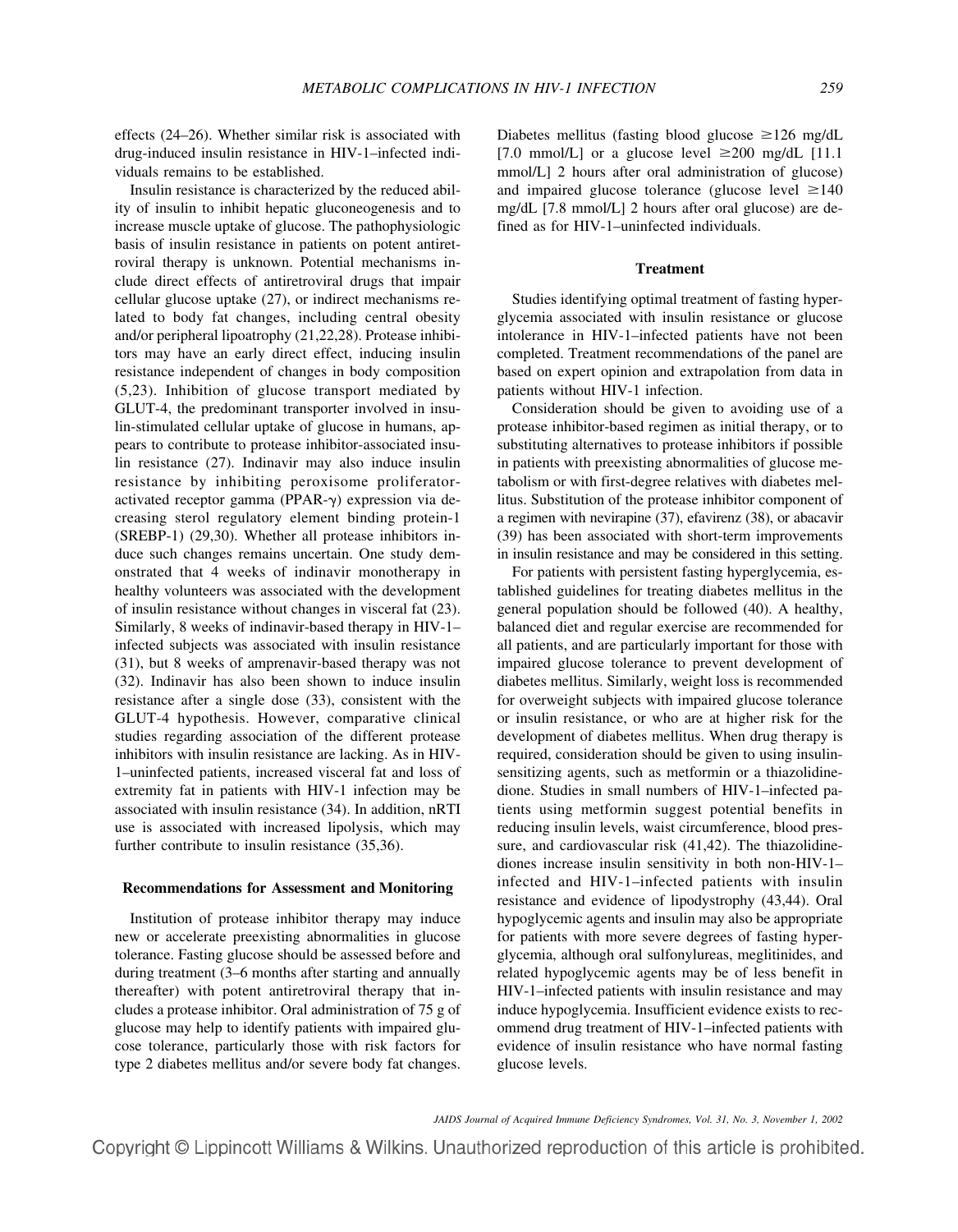effects (24–26). Whether similar risk is associated with drug-induced insulin resistance in HIV-1–infected individuals remains to be established.

Insulin resistance is characterized by the reduced ability of insulin to inhibit hepatic gluconeogenesis and to increase muscle uptake of glucose. The pathophysiologic basis of insulin resistance in patients on potent antiretroviral therapy is unknown. Potential mechanisms include direct effects of antiretroviral drugs that impair cellular glucose uptake (27), or indirect mechanisms related to body fat changes, including central obesity and/or peripheral lipoatrophy (21,22,28). Protease inhibitors may have an early direct effect, inducing insulin resistance independent of changes in body composition (5,23). Inhibition of glucose transport mediated by GLUT-4, the predominant transporter involved in insulin-stimulated cellular uptake of glucose in humans, appears to contribute to protease inhibitor-associated insulin resistance (27). Indinavir may also induce insulin resistance by inhibiting peroxisome proliferator-activated receptor gamma (PPAR-γ) expression via decreasing sterol regulatory element binding protein-1 (SREBP-1) (29,30). Whether all protease inhibitors induce such changes remains uncertain. One study demonstrated that 4 weeks of indinavir monotherapy in healthy volunteers was associated with the development of insulin resistance without changes in visceral fat (23). Similarly, 8 weeks of indinavir-based therapy in HIV-1–infected subjects was associated with insulin resistance (31), but 8 weeks of amprenavir-based therapy was not (32). Indinavir has also been shown to induce insulin resistance after a single dose (33), consistent with the GLUT-4 hypothesis. However, comparative clinical studies regarding association of the different protease inhibitors with insulin resistance are lacking. As in HIV-1–uninfected patients, increased visceral fat and loss of extremity fat in patients with HIV-1 infection may be associated with insulin resistance (34). In addition, nRTI use is associated with increased lipolysis, which may further contribute to insulin resistance (35,36).

### Recommendations for Assessment and Monitoring

Institution of protease inhibitor therapy may induce new or accelerate preexisting abnormalities in glucose tolerance. Fasting glucose should be assessed before and during treatment (3–6 months after starting and annually thereafter) with potent antiretroviral therapy that includes a protease inhibitor. Oral administration of 75 g of glucose may help to identify patients with impaired glucose tolerance, particularly those with risk factors for type 2 diabetes mellitus and/or severe body fat changes. Diabetes mellitus (fasting blood glucose ≥126 mg/dL [7.0 mmol/L] or a glucose level ≥200 mg/dL [11.1 mmol/L] 2 hours after oral administration of glucose) and impaired glucose tolerance (glucose level ≥140 mg/dL [7.8 mmol/L] 2 hours after oral glucose) are defined as for HIV-1–uninfected individuals.

### Treatment

Studies identifying optimal treatment of fasting hyperglycemia associated with insulin resistance or glucose intolerance in HIV-1–infected patients have not been completed. Treatment recommendations of the panel are based on expert opinion and extrapolation from data in patients without HIV-1 infection.

Consideration should be given to avoiding use of a protease inhibitor-based regimen as initial therapy, or to substituting alternatives to protease inhibitors if possible in patients with preexisting abnormalities of glucose metabolism or with first-degree relatives with diabetes mellitus. Substitution of the protease inhibitor component of a regimen with nevirapine (37), efavirenz (38), or abacavir (39) has been associated with short-term improvements in insulin resistance and may be considered in this setting.

For patients with persistent fasting hyperglycemia, established guidelines for treating diabetes mellitus in the general population should be followed (40). A healthy, balanced diet and regular exercise are recommended for all patients, and are particularly important for those with impaired glucose tolerance to prevent development of diabetes mellitus. Similarly, weight loss is recommended for overweight subjects with impaired glucose tolerance or insulin resistance, or who are at higher risk for the development of diabetes mellitus. When drug therapy is required, consideration should be given to using insulin-sensitizing agents, such as metformin or a thiazolidinedione. Studies in small numbers of HIV-1–infected patients using metformin suggest potential benefits in reducing insulin levels, waist circumference, blood pressure, and cardiovascular risk (41,42). The thiazolidinediones increase insulin sensitivity in both non-HIV-1–infected and HIV-1–infected patients with insulin resistance and evidence of lipodystrophy (43,44). Oral hypoglycemic agents and insulin may also be appropriate for patients with more severe degrees of fasting hyperglycemia, although oral sulfonylureas, meglitinides, and related hypoglycemic agents may be of less benefit in HIV-1–infected patients with insulin resistance and may induce hypoglycemia. Insufficient evidence exists to recommend drug treatment of HIV-1–infected patients with evidence of insulin resistance who have normal fasting glucose levels.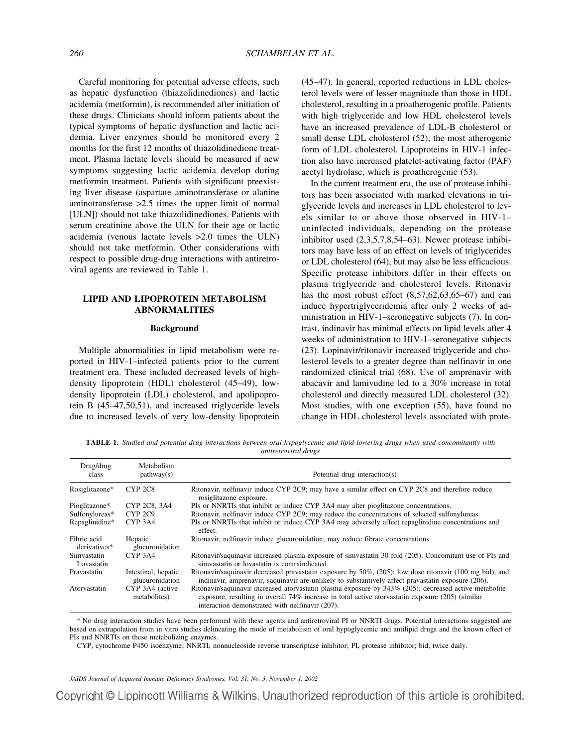Careful monitoring for potential adverse effects, such as hepatic dysfunction (thiazolidinediones) and lactic acidemia (metformin), is recommended after initiation of these drugs. Clinicians should inform patients about the typical symptoms of hepatic dysfunction and lactic acidemia. Liver enzymes should be monitored every 2 months for the first 12 months of thiazolidinedione treatment. Plasma lactate levels should be measured if new symptoms suggesting lactic acidemia develop during metformin treatment. Patients with significant preexisting liver disease (aspartate aminotransferase or alanine aminotransferase >2.5 times the upper limit of normal [ULN]) should not take thiazolidinediones. Patients with serum creatinine above the ULN for their age or lactic acidemia (venous lactate levels >2.0 times the ULN) should not take metformin. Other considerations with respect to possible drug-drug interactions with antiretroviral agents are reviewed in Table 1.

## LIPID AND LIPOPROTEIN METABOLISM ABNORMALITIES

### Background

Multiple abnormalities in lipid metabolism were reported in HIV-1–infected patients prior to the current treatment era. These included decreased levels of high-density lipoprotein (HDL) cholesterol (45–49), low-density lipoprotein (LDL) cholesterol, and apolipoprotein B (45–47,50,51), and increased triglyceride levels due to increased levels of very low-density lipoprotein (45–47). In general, reported reductions in LDL cholesterol levels were of lesser magnitude than those in HDL cholesterol, resulting in a proatherogenic profile. Patients with high triglyceride and low HDL cholesterol levels have an increased prevalence of LDL-B cholesterol or small dense LDL cholesterol (52), the most atherogenic form of LDL cholesterol. Lipoproteins in HIV-1 infection also have increased platelet-activating factor (PAF) acetyl hydrolase, which is proatherogenic (53).

In the current treatment era, the use of protease inhibitors has been associated with marked elevations in triglyceride levels and increases in LDL cholesterol to levels similar to or above those observed in HIV-1–uninfected individuals, depending on the protease inhibitor used (2,3,5,7,8,54–63). Newer protease inhibitors may have less of an effect on levels of triglycerides or LDL cholesterol (64), but may also be less efficacious. Specific protease inhibitors differ in their effects on plasma triglyceride and cholesterol levels. Ritonavir has the most robust effect (8,57,62,63,65–67) and can induce hypertriglyceridemia after only 2 weeks of administration in HIV-1–seronegative subjects (7). In contrast, indinavir has minimal effects on lipid levels after 4 weeks of administration to HIV-1–seronegative subjects (23). Lopinavir/ritonavir increased triglyceride and cholesterol levels to a greater degree than nelfinavir in one randomized clinical trial (68). Use of amprenavir with abacavir and lamivudine led to a 30% increase in total cholesterol and directly measured LDL cholesterol (32). Most studies, with one exception (55), have found no change in HDL cholesterol levels associated with prote-

**TABLE 1.** *Studied and potential drug interactions between oral hypoglycemic and lipid-lowering drugs when used concomitantly with antiretroviral drugs*

| Drug/drug class | Metabolism pathway(s) | Potential drug interaction(s) |
|---|---|---|
| Rosiglitazone* | CYP 2C8 | Ritonavir, nelfinavir induce CYP 2C9; may have a similar effect on CYP 2C8 and therefore reduce rosiglitazone exposure. |
| Pioglitazone* | CYP 2C8, 3A4 | PIs or NNRTIs that inhibit or induce CYP 3A4 may alter pioglitazone concentrations. |
| Sulfonylureas* | CYP 2C9 | Ritonavir, nelfinavir induce CYP 2C9; may reduce the concentrations of selected sulfonylureas. |
| Repaglinidine* | CYP 3A4 | PIs or NNRTIs that inhibit or induce CYP 3A4 may adversely affect repaglinidine concentrations and effect. |
| Fibric acid derivatives* | Hepatic glucuronidation | Ritonavir, nelfinavir induce glucuronidation; may reduce fibrate concentrations. |
| Simvastatin Lovastatin | CYP 3A4 | Ritonavir/saquinavir increased plasma exposure of simvastatin 30-fold (205). Concomitant use of PIs and simvastatin or lovastatin is contraindicated. |
| Pravastatin | Intestinal, hepatic glucuronidation | Ritonavir/saquinavir decreased pravastatin exposure by 50%, (205); low dose ritonavir (100 mg bid), and indinavir, amprenavir, saquinavir are unlikely to substantively affect pravastatin exposure (206). |
| Atorvastatin | CYP 3A4 (active metabolites) | Ritonavir/saquinavir increased atorvastatin plasma exposure by 343% (205); decreased active metabolite exposure, resulting in overall 74% increase in total active atorvastatin exposure (205) (similar interaction demonstrated with nelfinavir (207). |

\* No drug interaction studies have been performed with these agents and antiretroviral PI or NNRTI drugs. Potential interactions suggested are based on extrapolation from in vitro studies delineating the mode of metabolism of oral hypoglycemic and antilipid drugs and the known effect of PIs and NNRTIs on these metabolizing enzymes.

CYP, cytochrome P450 isoenzyme; NNRTI, nonnucleoside reverse transcriptase inhibitor; PI, protease inhibitor; bid, twice daily.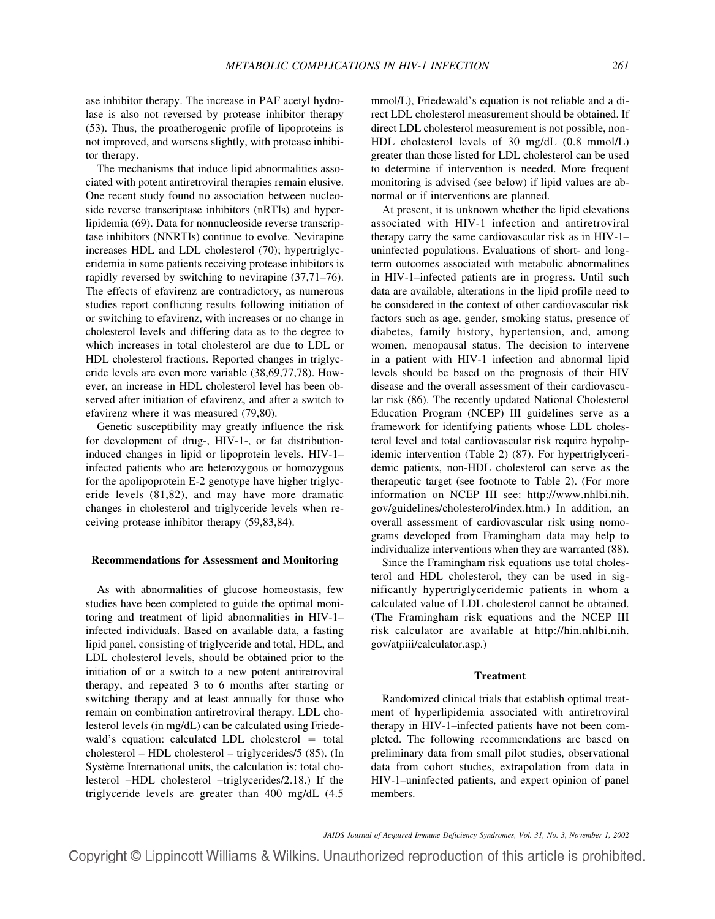ase inhibitor therapy. The increase in PAF acetyl hydrolase is also not reversed by protease inhibitor therapy (53). Thus, the proatherogenic profile of lipoproteins is not improved, and worsens slightly, with protease inhibitor therapy.

The mechanisms that induce lipid abnormalities associated with potent antiretroviral therapies remain elusive. One recent study found no association between nucleoside reverse transcriptase inhibitors (nRTIs) and hyperlipidemia (69). Data for nonnucleoside reverse transcriptase inhibitors (NNRTIs) continue to evolve. Nevirapine increases HDL and LDL cholesterol (70); hypertriglyceridemia in some patients receiving protease inhibitors is rapidly reversed by switching to nevirapine (37,71–76). The effects of efavirenz are contradictory, as numerous studies report conflicting results following initiation of or switching to efavirenz, with increases or no change in cholesterol levels and differing data as to the degree to which increases in total cholesterol are due to LDL or HDL cholesterol fractions. Reported changes in triglyceride levels are even more variable (38,69,77,78). However, an increase in HDL cholesterol level has been observed after initiation of efavirenz, and after a switch to efavirenz where it was measured (79,80).

Genetic susceptibility may greatly influence the risk for development of drug-, HIV-1-, or fat distribution-induced changes in lipid or lipoprotein levels. HIV-1–infected patients who are heterozygous or homozygous for the apolipoprotein E-2 genotype have higher triglyceride levels (81,82), and may have more dramatic changes in cholesterol and triglyceride levels when receiving protease inhibitor therapy (59,83,84).

#### Recommendations for Assessment and Monitoring

As with abnormalities of glucose homeostasis, few studies have been completed to guide the optimal monitoring and treatment of lipid abnormalities in HIV-1–infected individuals. Based on available data, a fasting lipid panel, consisting of triglyceride and total, HDL, and LDL cholesterol levels, should be obtained prior to the initiation of or a switch to a new potent antiretroviral therapy, and repeated 3 to 6 months after starting or switching therapy and at least annually for those who remain on combination antiretroviral therapy. LDL cholesterol levels (in mg/dL) can be calculated using Friedewald's equation: calculated LDL cholesterol = total cholesterol – HDL cholesterol – triglycerides/5 (85). (In Système International units, the calculation is: total cholesterol −HDL cholesterol −triglycerides/2.18.) If the triglyceride levels are greater than 400 mg/dL (4.5 mmol/L), Friedewald's equation is not reliable and a direct LDL cholesterol measurement should be obtained. If direct LDL cholesterol measurement is not possible, non-HDL cholesterol levels of 30 mg/dL (0.8 mmol/L) greater than those listed for LDL cholesterol can be used to determine if intervention is needed. More frequent monitoring is advised (see below) if lipid values are abnormal or if interventions are planned.

At present, it is unknown whether the lipid elevations associated with HIV-1 infection and antiretroviral therapy carry the same cardiovascular risk as in HIV-1–uninfected populations. Evaluations of short- and long-term outcomes associated with metabolic abnormalities in HIV-1–infected patients are in progress. Until such data are available, alterations in the lipid profile need to be considered in the context of other cardiovascular risk factors such as age, gender, smoking status, presence of diabetes, family history, hypertension, and, among women, menopausal status. The decision to intervene in a patient with HIV-1 infection and abnormal lipid levels should be based on the prognosis of their HIV disease and the overall assessment of their cardiovascular risk (86). The recently updated National Cholesterol Education Program (NCEP) III guidelines serve as a framework for identifying patients whose LDL cholesterol level and total cardiovascular risk require hypolipidemic intervention (Table 2) (87). For hypertriglyceridemic patients, non-HDL cholesterol can serve as the therapeutic target (see footnote to Table 2). (For more information on NCEP III see: http://www.nhlbi.nih.gov/guidelines/cholesterol/index.htm.) In addition, an overall assessment of cardiovascular risk using nomograms developed from Framingham data may help to individualize interventions when they are warranted (88).

Since the Framingham risk equations use total cholesterol and HDL cholesterol, they can be used in significantly hypertriglyceridemic patients in whom a calculated value of LDL cholesterol cannot be obtained. (The Framingham risk equations and the NCEP III risk calculator are available at http://hin.nhlbi.nih.gov/atpiii/calculator.asp.)

#### Treatment

Randomized clinical trials that establish optimal treatment of hyperlipidemia associated with antiretroviral therapy in HIV-1–infected patients have not been completed. The following recommendations are based on preliminary data from small pilot studies, observational data from cohort studies, extrapolation from data in HIV-1–uninfected patients, and expert opinion of panel members.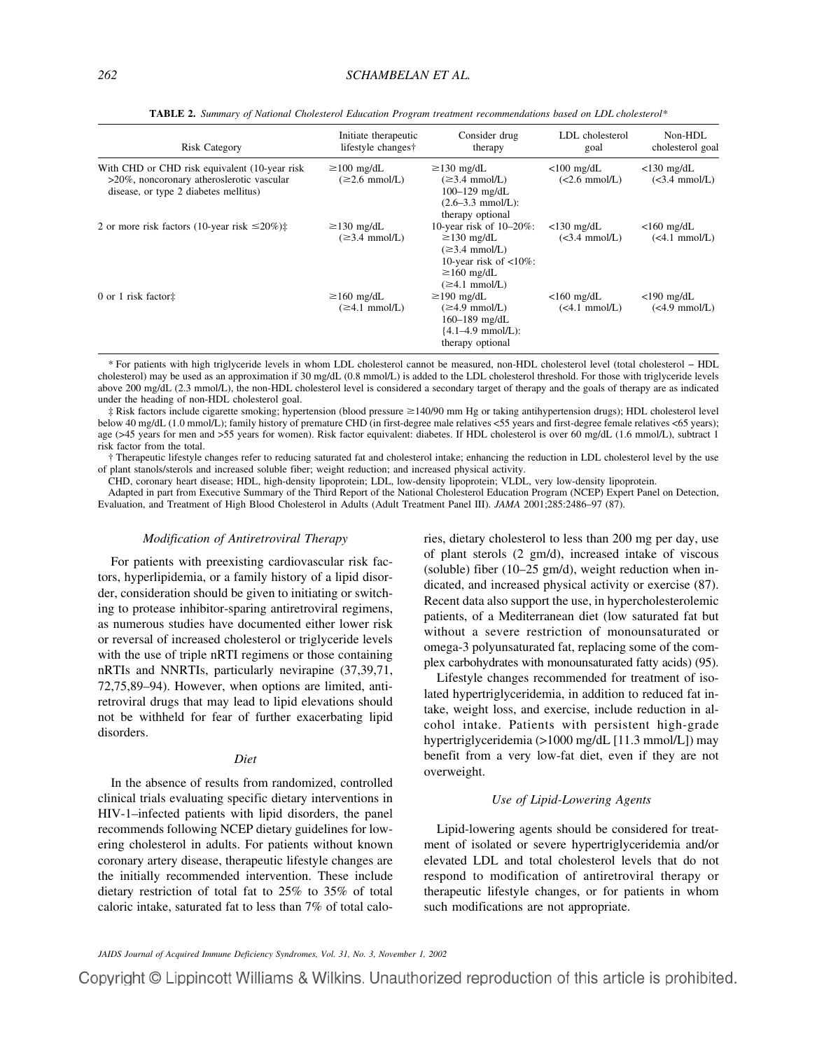**TABLE 2.** *Summary of National Cholesterol Education Program treatment recommendations based on LDL cholesterol**

| Risk Category | Initiate therapeutic lifestyle changes† | Consider drug therapy | LDL cholesterol goal | Non-HDL cholesterol goal |
|---|---|---|---|---|
| With CHD or CHD risk equivalent (10-year risk >20%, noncoronary atherosclerotic vascular disease, or type 2 diabetes mellitus) | ≥100 mg/dL (≥2.6 mmol/L) | ≥130 mg/dL (≥3.4 mmol/L) 100–129 mg/dL (2.6–3.3 mmol/L): therapy optional | <100 mg/dL (<2.6 mmol/L) | <130 mg/dL (<3.4 mmol/L) |
| 2 or more risk factors (10-year risk ≤20%)‡ | ≥130 mg/dL (≥3.4 mmol/L) | 10-year risk of 10–20%: ≥130 mg/dL (≥3.4 mmol/L) 10-year risk of <10%: ≥160 mg/dL (≥4.1 mmol/L) | <130 mg/dL (<3.4 mmol/L) | <160 mg/dL (<4.1 mmol/L) |
| 0 or 1 risk factor‡ | ≥160 mg/dL (≥4.1 mmol/L) | ≥190 mg/dL (≥4.9 mmol/L) 160–189 mg/dL {4.1–4.9 mmol/L): therapy optional | <160 mg/dL (<4.1 mmol/L) | <190 mg/dL (<4.9 mmol/L) |

\* For patients with high triglyceride levels in whom LDL cholesterol cannot be measured, non-HDL cholesterol level (total cholesterol − HDL cholesterol) may be used as an approximation if 30 mg/dL (0.8 mmol/L) is added to the LDL cholesterol threshold. For those with triglyceride levels above 200 mg/dL (2.3 mmol/L), the non-HDL cholesterol level is considered a secondary target of therapy and the goals of therapy are as indicated under the heading of non-HDL cholesterol goal.

‡ Risk factors include cigarette smoking; hypertension (blood pressure ≥140/90 mm Hg or taking antihypertension drugs); HDL cholesterol level below 40 mg/dL (1.0 mmol/L); family history of premature CHD (in first-degree male relatives <55 years and first-degree female relatives <65 years); age (>45 years for men and >55 years for women). Risk factor equivalent: diabetes. If HDL cholesterol is over 60 mg/dL (1.6 mmol/L), subtract 1 risk factor from the total.

† Therapeutic lifestyle changes refer to reducing saturated fat and cholesterol intake; enhancing the reduction in LDL cholesterol level by the use of plant stanols/sterols and increased soluble fiber; weight reduction; and increased physical activity.

CHD, coronary heart disease; HDL, high-density lipoprotein; LDL, low-density lipoprotein; VLDL, very low-density lipoprotein.

Adapted in part from Executive Summary of the Third Report of the National Cholesterol Education Program (NCEP) Expert Panel on Detection, Evaluation, and Treatment of High Blood Cholesterol in Adults (Adult Treatment Panel III). *JAMA* 2001;285:2486–97 (87).

### *Modification of Antiretroviral Therapy*

For patients with preexisting cardiovascular risk factors, hyperlipidemia, or a family history of a lipid disorder, consideration should be given to initiating or switching to protease inhibitor-sparing antiretroviral regimens, as numerous studies have documented either lower risk or reversal of increased cholesterol or triglyceride levels with the use of triple nRTI regimens or those containing nRTIs and NNRTIs, particularly nevirapine (37,39,71, 72,75,89–94). However, when options are limited, antiretroviral drugs that may lead to lipid elevations should not be withheld for fear of further exacerbating lipid disorders.

### *Diet*

In the absence of results from randomized, controlled clinical trials evaluating specific dietary interventions in HIV-1–infected patients with lipid disorders, the panel recommends following NCEP dietary guidelines for lowering cholesterol in adults. For patients without known coronary artery disease, therapeutic lifestyle changes are the initially recommended intervention. These include dietary restriction of total fat to 25% to 35% of total caloric intake, saturated fat to less than 7% of total calories, dietary cholesterol to less than 200 mg per day, use of plant sterols (2 gm/d), increased intake of viscous (soluble) fiber (10–25 gm/d), weight reduction when indicated, and increased physical activity or exercise (87). Recent data also support the use, in hypercholesterolemic patients, of a Mediterranean diet (low saturated fat but without a severe restriction of monounsaturated or omega-3 polyunsaturated fat, replacing some of the complex carbohydrates with monounsaturated fatty acids) (95).

Lifestyle changes recommended for treatment of isolated hypertriglyceridemia, in addition to reduced fat intake, weight loss, and exercise, include reduction in alcohol intake. Patients with persistent high-grade hypertriglyceridemia (>1000 mg/dL [11.3 mmol/L]) may benefit from a very low-fat diet, even if they are not overweight.

### *Use of Lipid-Lowering Agents*

Lipid-lowering agents should be considered for treatment of isolated or severe hypertriglyceridemia and/or elevated LDL and total cholesterol levels that do not respond to modification of antiretroviral therapy or therapeutic lifestyle changes, or for patients in whom such modifications are not appropriate.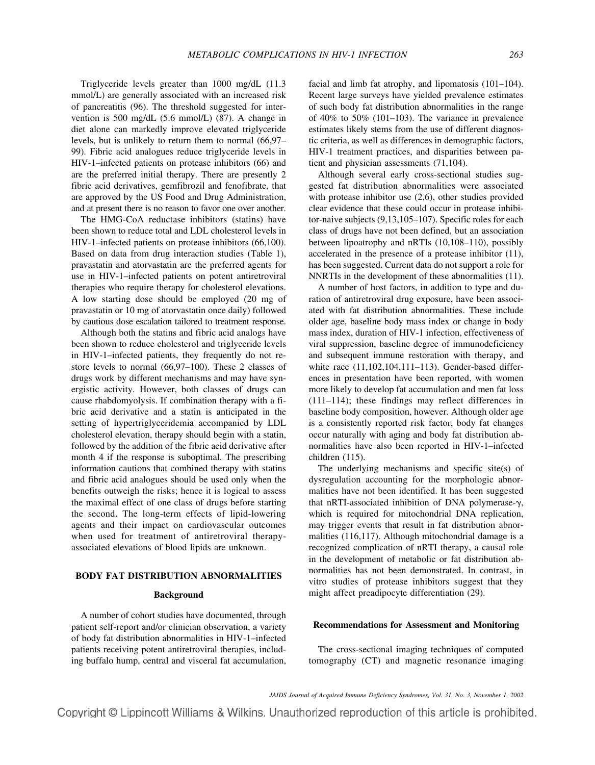Triglyceride levels greater than 1000 mg/dL (11.3 mmol/L) are generally associated with an increased risk of pancreatitis (96). The threshold suggested for intervention is 500 mg/dL (5.6 mmol/L) (87). A change in diet alone can markedly improve elevated triglyceride levels, but is unlikely to return them to normal (66,97–99). Fibric acid analogues reduce triglyceride levels in HIV-1–infected patients on protease inhibitors (66) and are the preferred initial therapy. There are presently 2 fibric acid derivatives, gemfibrozil and fenofibrate, that are approved by the US Food and Drug Administration, and at present there is no reason to favor one over another.

The HMG-CoA reductase inhibitors (statins) have been shown to reduce total and LDL cholesterol levels in HIV-1–infected patients on protease inhibitors (66,100). Based on data from drug interaction studies (Table 1), pravastatin and atorvastatin are the preferred agents for use in HIV-1–infected patients on potent antiretroviral therapies who require therapy for cholesterol elevations. A low starting dose should be employed (20 mg of pravastatin or 10 mg of atorvastatin once daily) followed by cautious dose escalation tailored to treatment response.

Although both the statins and fibric acid analogs have been shown to reduce cholesterol and triglyceride levels in HIV-1–infected patients, they frequently do not restore levels to normal (66,97–100). These 2 classes of drugs work by different mechanisms and may have synergistic activity. However, both classes of drugs can cause rhabdomyolysis. If combination therapy with a fibric acid derivative and a statin is anticipated in the setting of hypertriglyceridemia accompanied by LDL cholesterol elevation, therapy should begin with a statin, followed by the addition of the fibric acid derivative after month 4 if the response is suboptimal. The prescribing information cautions that combined therapy with statins and fibric acid analogues should be used only when the benefits outweigh the risks; hence it is logical to assess the maximal effect of one class of drugs before starting the second. The long-term effects of lipid-lowering agents and their impact on cardiovascular outcomes when used for treatment of antiretroviral therapy-associated elevations of blood lipids are unknown.

## BODY FAT DISTRIBUTION ABNORMALITIES

### Background

A number of cohort studies have documented, through patient self-report and/or clinician observation, a variety of body fat distribution abnormalities in HIV-1–infected patients receiving potent antiretroviral therapies, including buffalo hump, central and visceral fat accumulation, facial and limb fat atrophy, and lipomatosis (101–104). Recent large surveys have yielded prevalence estimates of such body fat distribution abnormalities in the range of 40% to 50% (101–103). The variance in prevalence estimates likely stems from the use of different diagnostic criteria, as well as differences in demographic factors, HIV-1 treatment practices, and disparities between patient and physician assessments (71,104).

Although several early cross-sectional studies suggested fat distribution abnormalities were associated with protease inhibitor use (2,6), other studies provided clear evidence that these could occur in protease inhibitor-naive subjects (9,13,105–107). Specific roles for each class of drugs have not been defined, but an association between lipoatrophy and nRTIs (10,108–110), possibly accelerated in the presence of a protease inhibitor (11), has been suggested. Current data do not support a role for NNRTIs in the development of these abnormalities (11).

A number of host factors, in addition to type and duration of antiretroviral drug exposure, have been associated with fat distribution abnormalities. These include older age, baseline body mass index or change in body mass index, duration of HIV-1 infection, effectiveness of viral suppression, baseline degree of immunodeficiency and subsequent immune restoration with therapy, and white race (11,102,104,111–113). Gender-based differences in presentation have been reported, with women more likely to develop fat accumulation and men fat loss (111–114); these findings may reflect differences in baseline body composition, however. Although older age is a consistently reported risk factor, body fat changes occur naturally with aging and body fat distribution abnormalities have also been reported in HIV-1–infected children (115).

The underlying mechanisms and specific site(s) of dysregulation accounting for the morphologic abnormalities have not been identified. It has been suggested that nRTI-associated inhibition of DNA polymerase-$\gamma$, which is required for mitochondrial DNA replication, may trigger events that result in fat distribution abnormalities (116,117). Although mitochondrial damage is a recognized complication of nRTI therapy, a causal role in the development of metabolic or fat distribution abnormalities has not been demonstrated. In contrast, in vitro studies of protease inhibitors suggest that they might affect preadipocyte differentiation (29).

### Recommendations for Assessment and Monitoring

The cross-sectional imaging techniques of computed tomography (CT) and magnetic resonance imaging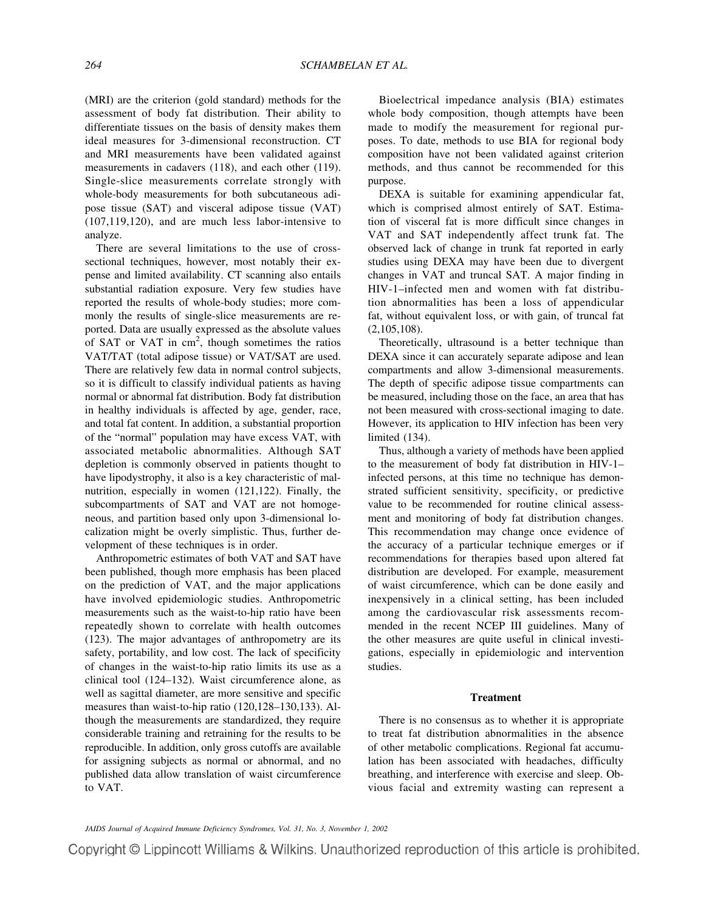(MRI) are the criterion (gold standard) methods for the assessment of body fat distribution. Their ability to differentiate tissues on the basis of density makes them ideal measures for 3-dimensional reconstruction. CT and MRI measurements have been validated against measurements in cadavers (118), and each other (119). Single-slice measurements correlate strongly with whole-body measurements for both subcutaneous adipose tissue (SAT) and visceral adipose tissue (VAT) (107,119,120), and are much less labor-intensive to analyze.

There are several limitations to the use of cross-sectional techniques, however, most notably their expense and limited availability. CT scanning also entails substantial radiation exposure. Very few studies have reported the results of whole-body studies; more commonly the results of single-slice measurements are reported. Data are usually expressed as the absolute values of SAT or VAT in $cm^2$, though sometimes the ratios VAT/TAT (total adipose tissue) or VAT/SAT are used. There are relatively few data in normal control subjects, so it is difficult to classify individual patients as having normal or abnormal fat distribution. Body fat distribution in healthy individuals is affected by age, gender, race, and total fat content. In addition, a substantial proportion of the "normal" population may have excess VAT, with associated metabolic abnormalities. Although SAT depletion is commonly observed in patients thought to have lipodystrophy, it also is a key characteristic of malnutrition, especially in women (121,122). Finally, the subcompartments of SAT and VAT are not homogeneous, and partition based only upon 3-dimensional localization might be overly simplistic. Thus, further development of these techniques is in order.

Anthropometric estimates of both VAT and SAT have been published, though more emphasis has been placed on the prediction of VAT, and the major applications have involved epidemiologic studies. Anthropometric measurements such as the waist-to-hip ratio have been repeatedly shown to correlate with health outcomes (123). The major advantages of anthropometry are its safety, portability, and low cost. The lack of specificity of changes in the waist-to-hip ratio limits its use as a clinical tool (124–132). Waist circumference alone, as well as sagittal diameter, are more sensitive and specific measures than waist-to-hip ratio (120,128–130,133). Although the measurements are standardized, they require considerable training and retraining for the results to be reproducible. In addition, only gross cutoffs are available for assigning subjects as normal or abnormal, and no published data allow translation of waist circumference to VAT.

Bioelectrical impedance analysis (BIA) estimates whole body composition, though attempts have been made to modify the measurement for regional purposes. To date, methods to use BIA for regional body composition have not been validated against criterion methods, and thus cannot be recommended for this purpose.

DEXA is suitable for examining appendicular fat, which is comprised almost entirely of SAT. Estimation of visceral fat is more difficult since changes in VAT and SAT independently affect trunk fat. The observed lack of change in trunk fat reported in early studies using DEXA may have been due to divergent changes in VAT and truncal SAT. A major finding in HIV-1–infected men and women with fat distribution abnormalities has been a loss of appendicular fat, without equivalent loss, or with gain, of truncal fat (2,105,108).

Theoretically, ultrasound is a better technique than DEXA since it can accurately separate adipose and lean compartments and allow 3-dimensional measurements. The depth of specific adipose tissue compartments can be measured, including those on the face, an area that has not been measured with cross-sectional imaging to date. However, its application to HIV infection has been very limited (134).

Thus, although a variety of methods have been applied to the measurement of body fat distribution in HIV-1–infected persons, at this time no technique has demonstrated sufficient sensitivity, specificity, or predictive value to be recommended for routine clinical assessment and monitoring of body fat distribution changes. This recommendation may change once evidence of the accuracy of a particular technique emerges or if recommendations for therapies based upon altered fat distribution are developed. For example, measurement of waist circumference, which can be done easily and inexpensively in a clinical setting, has been included among the cardiovascular risk assessments recommended in the recent NCEP III guidelines. Many of the other measures are quite useful in clinical investigations, especially in epidemiologic and intervention studies.

### Treatment

There is no consensus as to whether it is appropriate to treat fat distribution abnormalities in the absence of other metabolic complications. Regional fat accumulation has been associated with headaches, difficulty breathing, and interference with exercise and sleep. Obvious facial and extremity wasting can represent a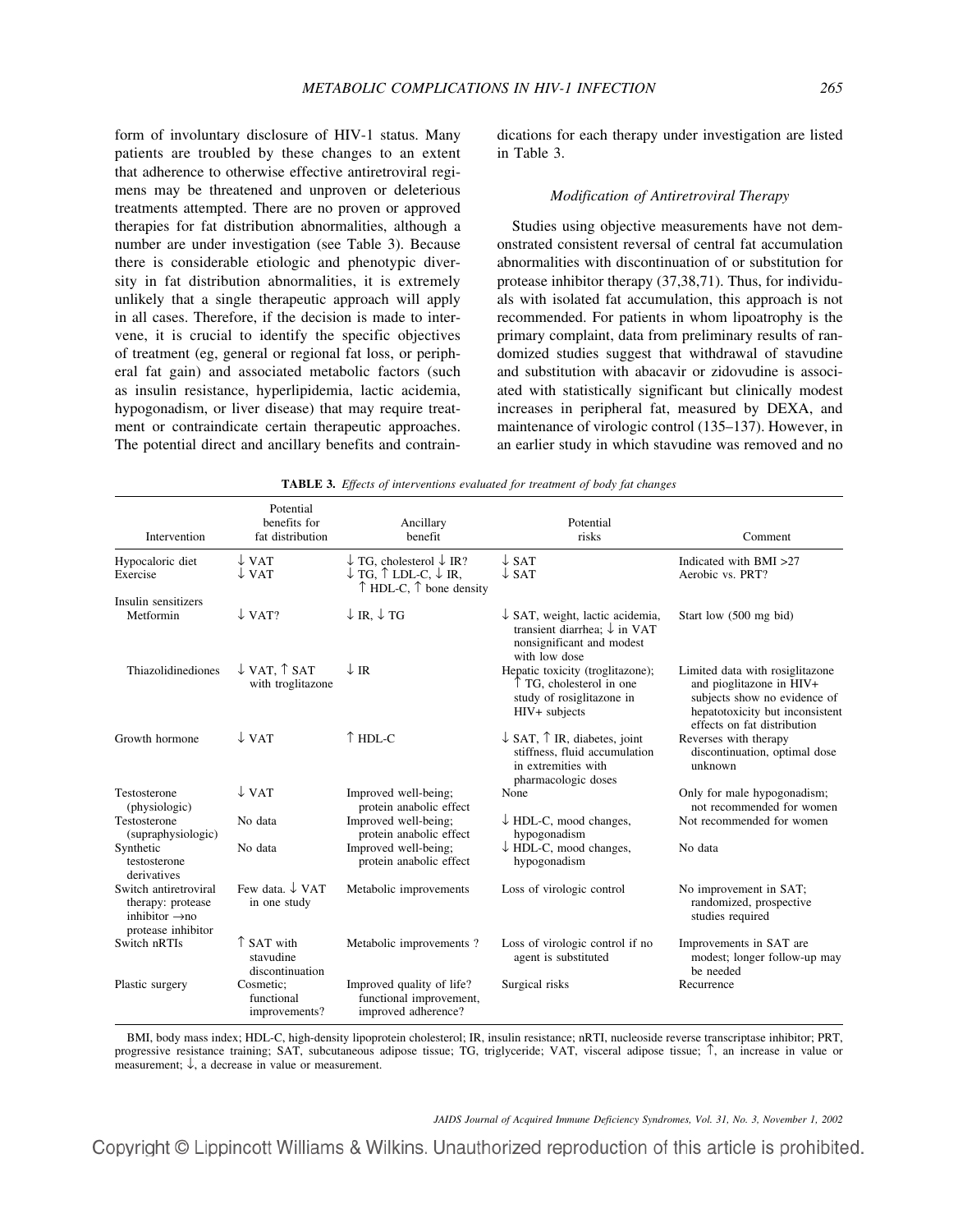form of involuntary disclosure of HIV-1 status. Many patients are troubled by these changes to an extent that adherence to otherwise effective antiretroviral regimens may be threatened and unproven or deleterious treatments attempted. There are no proven or approved therapies for fat distribution abnormalities, although a number are under investigation (see Table 3). Because there is considerable etiologic and phenotypic diversity in fat distribution abnormalities, it is extremely unlikely that a single therapeutic approach will apply in all cases. Therefore, if the decision is made to intervene, it is crucial to identify the specific objectives of treatment (eg, general or regional fat loss, or peripheral fat gain) and associated metabolic factors (such as insulin resistance, hyperlipidemia, lactic acidemia, hypogonadism, or liver disease) that may require treatment or contraindicate certain therapeutic approaches. The potential direct and ancillary benefits and contraindications for each therapy under investigation are listed in Table 3.

### *Modification of Antiretroviral Therapy*

Studies using objective measurements have not demonstrated consistent reversal of central fat accumulation abnormalities with discontinuation of or substitution for protease inhibitor therapy (37,38,71). Thus, for individuals with isolated fat accumulation, this approach is not recommended. For patients in whom lipoatrophy is the primary complaint, data from preliminary results of randomized studies suggest that withdrawal of stavudine and substitution with abacavir or zidovudine is associated with statistically significant but clinically modest increases in peripheral fat, measured by DEXA, and maintenance of virologic control (135–137). However, in an earlier study in which stavudine was removed and no

**TABLE 3.** *Effects of interventions evaluated for treatment of body fat changes*

| Intervention | Potential benefits for fat distribution | Ancillary benefit | Potential risks | Comment |
|---|---|---|---|---|
| Hypocaloric diet | ↓ VAT | ↓ TG, cholesterol ↓ IR? | ↓ SAT | Indicated with BMI >27 |
| Exercise | ↓ VAT | ↓ TG, ↑ LDL-C, ↓ IR, ↑ HDL-C, ↑ bone density | ↓ SAT | Aerobic vs. PRT? |
| Insulin sensitizers | | | | |
| Metformin | ↓ VAT? | ↓ IR, ↓ TG | ↓ SAT, weight, lactic acidemia, transient diarrhea; ↓ in VAT nonsignificant and modest with low dose | Start low (500 mg bid) |
| Thiazolidinediones | ↓ VAT, ↑ SAT with troglitazone | ↓ IR | Hepatic toxicity (troglitazone); ↑ TG, cholesterol in one study of rosiglitazone in HIV+ subjects | Limited data with rosiglitazone and pioglitazone in HIV+ subjects show no evidence of hepatotoxicity but inconsistent effects on fat distribution |
| Growth hormone | ↓ VAT | ↑ HDL-C | ↓ SAT, ↑ IR, diabetes, joint stiffness, fluid accumulation in extremities with pharmacologic doses | Reverses with therapy discontinuation, optimal dose unknown |
| Testosterone (physiologic) | ↓ VAT | Improved well-being; protein anabolic effect | None | Only for male hypogonadism; not recommended for women |
| Testosterone (supraphysiologic) | No data | Improved well-being; protein anabolic effect | ↓ HDL-C, mood changes, hypogonadism | Not recommended for women |
| Synthetic testosterone derivatives | No data | Improved well-being; protein anabolic effect | ↓ HDL-C, mood changes, hypogonadism | No data |
| Switch antiretroviral therapy: protease inhibitor →no protease inhibitor | Few data. ↓ VAT in one study | Metabolic improvements | Loss of virologic control | No improvement in SAT; randomized, prospective studies required |
| Switch nRTIs | ↑ SAT with stavudine discontinuation | Metabolic improvements ? | Loss of virologic control if no agent is substituted | Improvements in SAT are modest; longer follow-up may be needed |
| Plastic surgery | Cosmetic; functional improvements? | Improved quality of life? functional improvement, improved adherence? | Surgical risks | Recurrence |

BMI, body mass index; HDL-C, high-density lipoprotein cholesterol; IR, insulin resistance; nRTI, nucleoside reverse transcriptase inhibitor; PRT, progressive resistance training; SAT, subcutaneous adipose tissue; TG, triglyceride; VAT, visceral adipose tissue; ↑, an increase in value or measurement; ↓, a decrease in value or measurement.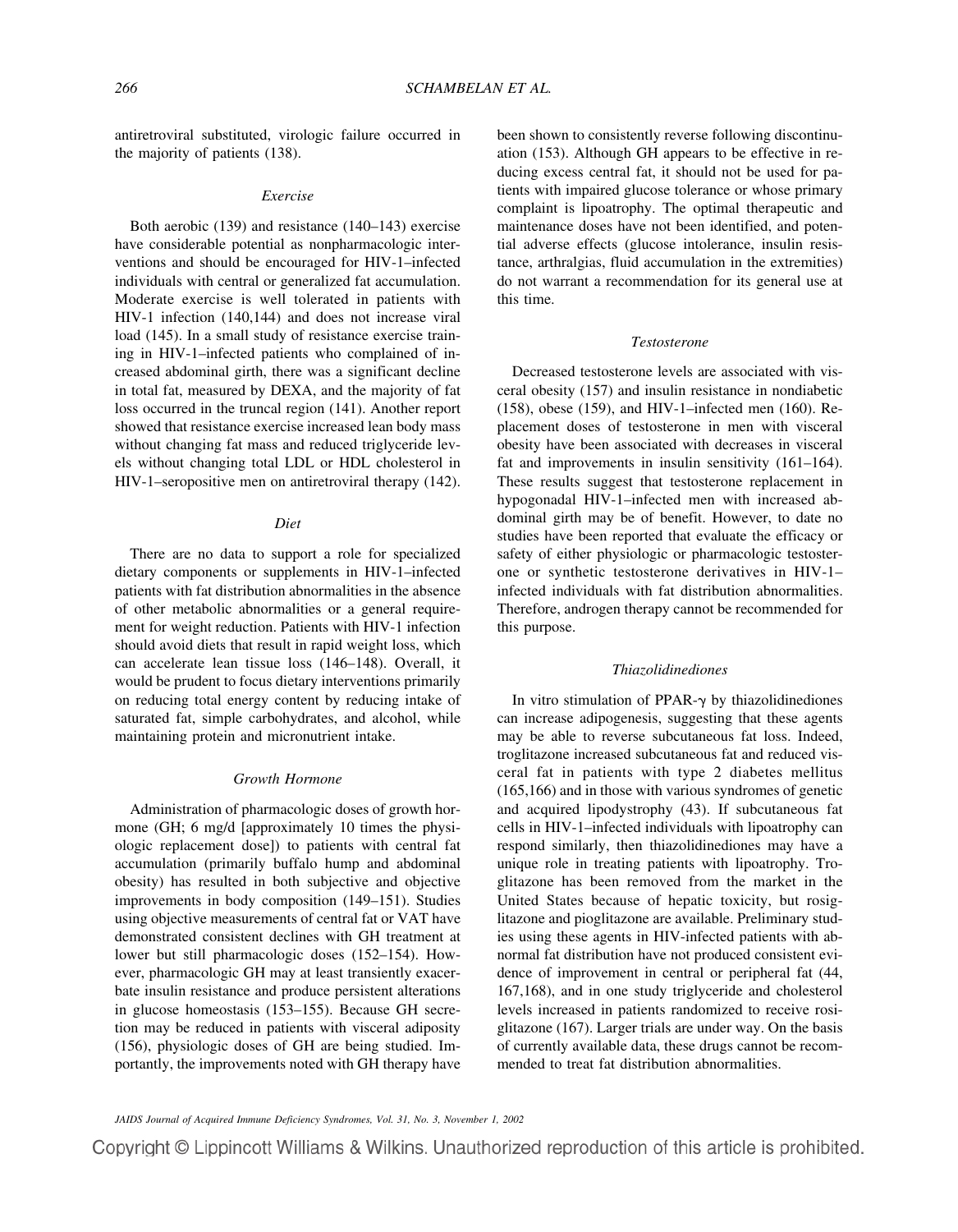antiretroviral substituted, virologic failure occurred in the majority of patients (138).

### Exercise

Both aerobic (139) and resistance (140–143) exercise have considerable potential as nonpharmacologic interventions and should be encouraged for HIV-1–infected individuals with central or generalized fat accumulation. Moderate exercise is well tolerated in patients with HIV-1 infection (140,144) and does not increase viral load (145). In a small study of resistance exercise training in HIV-1–infected patients who complained of increased abdominal girth, there was a significant decline in total fat, measured by DEXA, and the majority of fat loss occurred in the truncal region (141). Another report showed that resistance exercise increased lean body mass without changing fat mass and reduced triglyceride levels without changing total LDL or HDL cholesterol in HIV-1–seropositive men on antiretroviral therapy (142).

### Diet

There are no data to support a role for specialized dietary components or supplements in HIV-1–infected patients with fat distribution abnormalities in the absence of other metabolic abnormalities or a general requirement for weight reduction. Patients with HIV-1 infection should avoid diets that result in rapid weight loss, which can accelerate lean tissue loss (146–148). Overall, it would be prudent to focus dietary interventions primarily on reducing total energy content by reducing intake of saturated fat, simple carbohydrates, and alcohol, while maintaining protein and micronutrient intake.

### Growth Hormone

Administration of pharmacologic doses of growth hormone (GH; 6 mg/d [approximately 10 times the physiologic replacement dose]) to patients with central fat accumulation (primarily buffalo hump and abdominal obesity) has resulted in both subjective and objective improvements in body composition (149–151). Studies using objective measurements of central fat or VAT have demonstrated consistent declines with GH treatment at lower but still pharmacologic doses (152–154). However, pharmacologic GH may at least transiently exacerbate insulin resistance and produce persistent alterations in glucose homeostasis (153–155). Because GH secretion may be reduced in patients with visceral adiposity (156), physiologic doses of GH are being studied. Importantly, the improvements noted with GH therapy have been shown to consistently reverse following discontinuation (153). Although GH appears to be effective in reducing excess central fat, it should not be used for patients with impaired glucose tolerance or whose primary complaint is lipoatrophy. The optimal therapeutic and maintenance doses have not been identified, and potential adverse effects (glucose intolerance, insulin resistance, arthralgias, fluid accumulation in the extremities) do not warrant a recommendation for its general use at this time.

### Testosterone

Decreased testosterone levels are associated with visceral obesity (157) and insulin resistance in nondiabetic (158), obese (159), and HIV-1–infected men (160). Replacement doses of testosterone in men with visceral obesity have been associated with decreases in visceral fat and improvements in insulin sensitivity (161–164). These results suggest that testosterone replacement in hypogonadal HIV-1–infected men with increased abdominal girth may be of benefit. However, to date no studies have been reported that evaluate the efficacy or safety of either physiologic or pharmacologic testosterone or synthetic testosterone derivatives in HIV-1–infected individuals with fat distribution abnormalities. Therefore, androgen therapy cannot be recommended for this purpose.

### Thiazolidinediones

In vitro stimulation of PPAR-$\gamma$ by thiazolidinediones can increase adipogenesis, suggesting that these agents may be able to reverse subcutaneous fat loss. Indeed, troglitazone increased subcutaneous fat and reduced visceral fat in patients with type 2 diabetes mellitus (165,166) and in those with various syndromes of genetic and acquired lipodystrophy (43). If subcutaneous fat cells in HIV-1–infected individuals with lipoatrophy can respond similarly, then thiazolidinediones may have a unique role in treating patients with lipoatrophy. Troglitazone has been removed from the market in the United States because of hepatic toxicity, but rosiglitazone and pioglitazone are available. Preliminary studies using these agents in HIV-infected patients with abnormal fat distribution have not produced consistent evidence of improvement in central or peripheral fat (44, 167,168), and in one study triglyceride and cholesterol levels increased in patients randomized to receive rosiglitazone (167). Larger trials are under way. On the basis of currently available data, these drugs cannot be recommended to treat fat distribution abnormalities.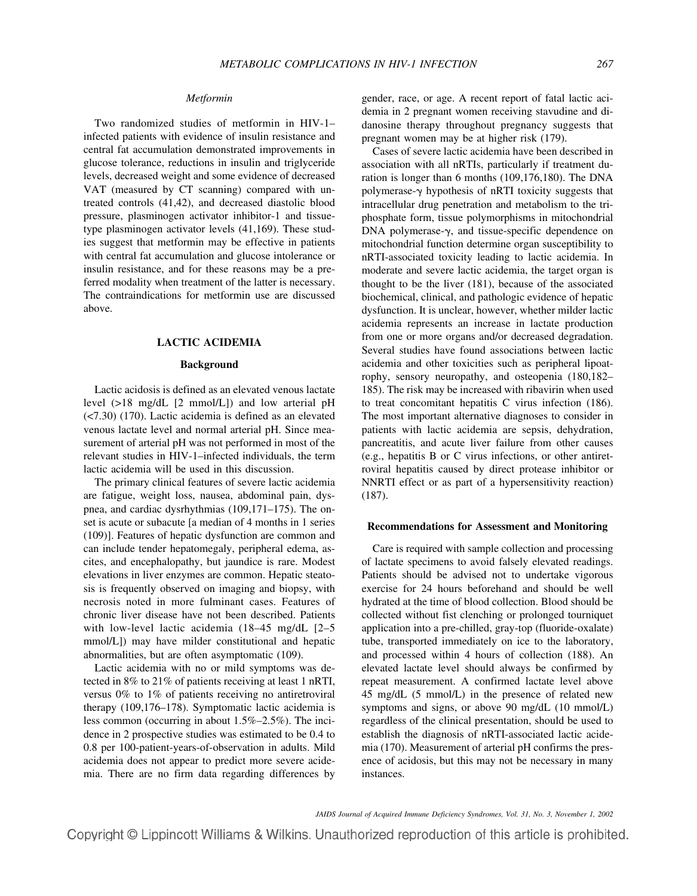### *Metformin*

Two randomized studies of metformin in HIV-1–infected patients with evidence of insulin resistance and central fat accumulation demonstrated improvements in glucose tolerance, reductions in insulin and triglyceride levels, decreased weight and some evidence of decreased VAT (measured by CT scanning) compared with untreated controls (41,42), and decreased diastolic blood pressure, plasminogen activator inhibitor-1 and tissue-type plasminogen activator levels (41,169). These studies suggest that metformin may be effective in patients with central fat accumulation and glucose intolerance or insulin resistance, and for these reasons may be a preferred modality when treatment of the latter is necessary. The contraindications for metformin use are discussed above.

## LACTIC ACIDEMIA

### Background

Lactic acidosis is defined as an elevated venous lactate level (>18 mg/dL [2 mmol/L]) and low arterial pH (<7.30) (170). Lactic acidemia is defined as an elevated venous lactate level and normal arterial pH. Since measurement of arterial pH was not performed in most of the relevant studies in HIV-1–infected individuals, the term lactic acidemia will be used in this discussion.

The primary clinical features of severe lactic acidemia are fatigue, weight loss, nausea, abdominal pain, dyspnea, and cardiac dysrhythmias (109,171–175). The onset is acute or subacute [a median of 4 months in 1 series (109)]. Features of hepatic dysfunction are common and can include tender hepatomegaly, peripheral edema, ascites, and encephalopathy, but jaundice is rare. Modest elevations in liver enzymes are common. Hepatic steatosis is frequently observed on imaging and biopsy, with necrosis noted in more fulminant cases. Features of chronic liver disease have not been described. Patients with low-level lactic acidemia (18–45 mg/dL [2–5 mmol/L]) may have milder constitutional and hepatic abnormalities, but are often asymptomatic (109).

Lactic acidemia with no or mild symptoms was detected in 8% to 21% of patients receiving at least 1 nRTI, versus 0% to 1% of patients receiving no antiretroviral therapy (109,176–178). Symptomatic lactic acidemia is less common (occurring in about 1.5%–2.5%). The incidence in 2 prospective studies was estimated to be 0.4 to 0.8 per 100-patient-years-of-observation in adults. Mild acidemia does not appear to predict more severe acidemia. There are no firm data regarding differences by gender, race, or age. A recent report of fatal lactic acidemia in 2 pregnant women receiving stavudine and didanosine therapy throughout pregnancy suggests that pregnant women may be at higher risk (179).

Cases of severe lactic acidemia have been described in association with all nRTIs, particularly if treatment duration is longer than 6 months (109,176,180). The DNA polymerase-γ hypothesis of nRTI toxicity suggests that intracellular drug penetration and metabolism to the triphosphate form, tissue polymorphisms in mitochondrial DNA polymerase-γ, and tissue-specific dependence on mitochondrial function determine organ susceptibility to nRTI-associated toxicity leading to lactic acidemia. In moderate and severe lactic acidemia, the target organ is thought to be the liver (181), because of the associated biochemical, clinical, and pathologic evidence of hepatic dysfunction. It is unclear, however, whether milder lactic acidemia represents an increase in lactate production from one or more organs and/or decreased degradation. Several studies have found associations between lactic acidemia and other toxicities such as peripheral lipoatrophy, sensory neuropathy, and osteopenia (180,182–185). The risk may be increased with ribavirin when used to treat concomitant hepatitis C virus infection (186). The most important alternative diagnoses to consider in patients with lactic acidemia are sepsis, dehydration, pancreatitis, and acute liver failure from other causes (e.g., hepatitis B or C virus infections, or other antiretroviral hepatitis caused by direct protease inhibitor or NNRTI effect or as part of a hypersensitivity reaction) (187).

### Recommendations for Assessment and Monitoring

Care is required with sample collection and processing of lactate specimens to avoid falsely elevated readings. Patients should be advised not to undertake vigorous exercise for 24 hours beforehand and should be well hydrated at the time of blood collection. Blood should be collected without fist clenching or prolonged tourniquet application into a pre-chilled, gray-top (fluoride-oxalate) tube, transported immediately on ice to the laboratory, and processed within 4 hours of collection (188). An elevated lactate level should always be confirmed by repeat measurement. A confirmed lactate level above 45 mg/dL (5 mmol/L) in the presence of related new symptoms and signs, or above 90 mg/dL (10 mmol/L) regardless of the clinical presentation, should be used to establish the diagnosis of nRTI-associated lactic acidemia (170). Measurement of arterial pH confirms the presence of acidosis, but this may not be necessary in many instances.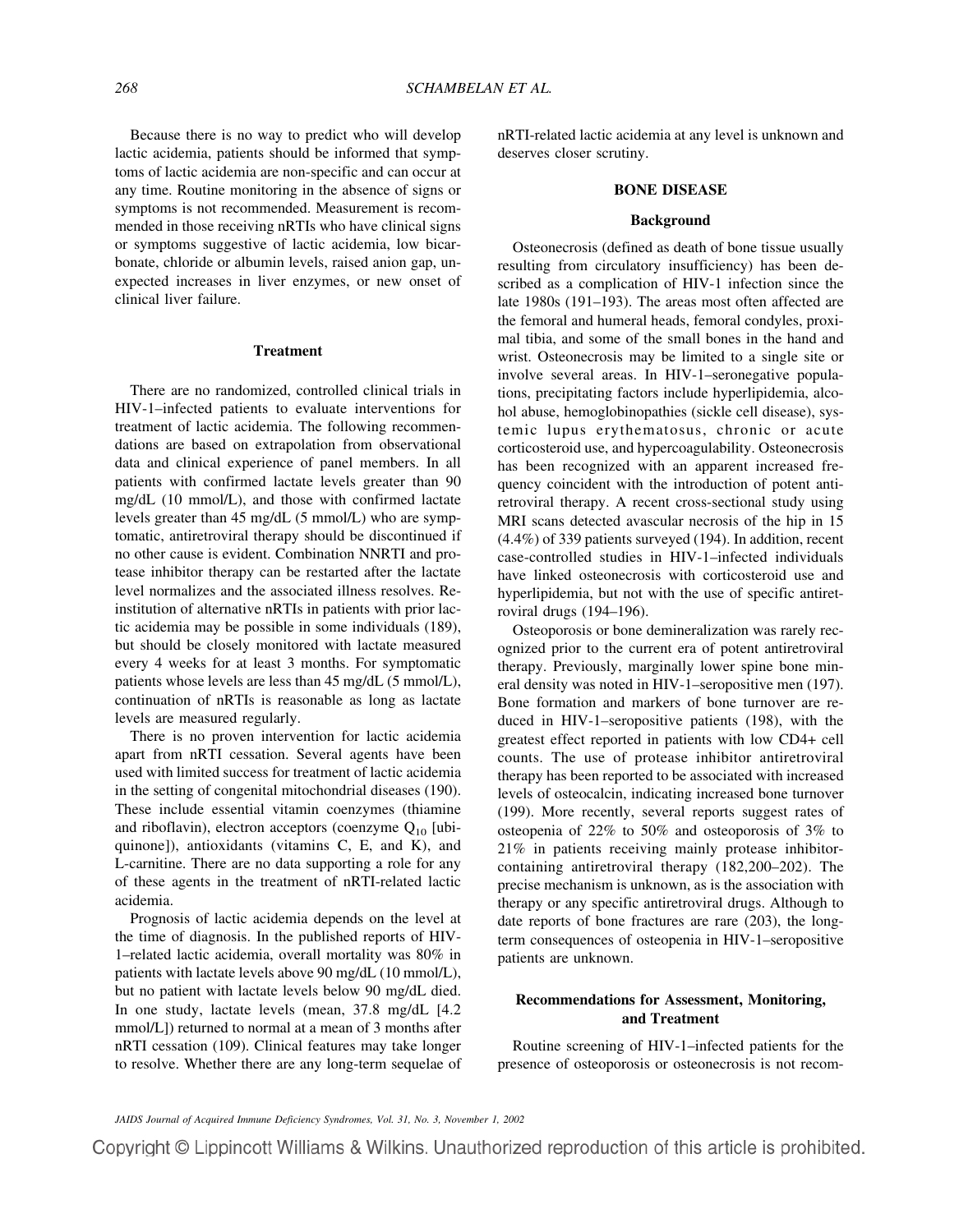Because there is no way to predict who will develop lactic acidemia, patients should be informed that symptoms of lactic acidemia are non-specific and can occur at any time. Routine monitoring in the absence of signs or symptoms is not recommended. Measurement is recommended in those receiving nRTIs who have clinical signs or symptoms suggestive of lactic acidemia, low bicarbonate, chloride or albumin levels, raised anion gap, unexpected increases in liver enzymes, or new onset of clinical liver failure.

### Treatment

There are no randomized, controlled clinical trials in HIV-1–infected patients to evaluate interventions for treatment of lactic acidemia. The following recommendations are based on extrapolation from observational data and clinical experience of panel members. In all patients with confirmed lactate levels greater than 90 mg/dL (10 mmol/L), and those with confirmed lactate levels greater than 45 mg/dL (5 mmol/L) who are symptomatic, antiretroviral therapy should be discontinued if no other cause is evident. Combination NNRTI and protease inhibitor therapy can be restarted after the lactate level normalizes and the associated illness resolves. Reinstitution of alternative nRTIs in patients with prior lactic acidemia may be possible in some individuals (189), but should be closely monitored with lactate measured every 4 weeks for at least 3 months. For symptomatic patients whose levels are less than 45 mg/dL (5 mmol/L), continuation of nRTIs is reasonable as long as lactate levels are measured regularly.

There is no proven intervention for lactic acidemia apart from nRTI cessation. Several agents have been used with limited success for treatment of lactic acidemia in the setting of congenital mitochondrial diseases (190). These include essential vitamin coenzymes (thiamine and riboflavin), electron acceptors (coenzyme $Q_{10}$ [ubiquinone]), antioxidants (vitamins C, E, and K), and L-carnitine. There are no data supporting a role for any of these agents in the treatment of nRTI-related lactic acidemia.

Prognosis of lactic acidemia depends on the level at the time of diagnosis. In the published reports of HIV-1–related lactic acidemia, overall mortality was 80% in patients with lactate levels above 90 mg/dL (10 mmol/L), but no patient with lactate levels below 90 mg/dL died. In one study, lactate levels (mean, 37.8 mg/dL [4.2 mmol/L]) returned to normal at a mean of 3 months after nRTI cessation (109). Clinical features may take longer to resolve. Whether there are any long-term sequelae of nRTI-related lactic acidemia at any level is unknown and deserves closer scrutiny.

## BONE DISEASE

### Background

Osteonecrosis (defined as death of bone tissue usually resulting from circulatory insufficiency) has been described as a complication of HIV-1 infection since the late 1980s (191–193). The areas most often affected are the femoral and humeral heads, femoral condyles, proximal tibia, and some of the small bones in the hand and wrist. Osteonecrosis may be limited to a single site or involve several areas. In HIV-1–seronegative populations, precipitating factors include hyperlipidemia, alcohol abuse, hemoglobinopathies (sickle cell disease), systemic lupus erythematosus, chronic or acute corticosteroid use, and hypercoagulability. Osteonecrosis has been recognized with an apparent increased frequency coincident with the introduction of potent antiretroviral therapy. A recent cross-sectional study using MRI scans detected avascular necrosis of the hip in 15 (4.4%) of 339 patients surveyed (194). In addition, recent case-controlled studies in HIV-1–infected individuals have linked osteonecrosis with corticosteroid use and hyperlipidemia, but not with the use of specific antiretroviral drugs (194–196).

Osteoporosis or bone demineralization was rarely recognized prior to the current era of potent antiretroviral therapy. Previously, marginally lower spine bone mineral density was noted in HIV-1–seropositive men (197). Bone formation and markers of bone turnover are reduced in HIV-1–seropositive patients (198), with the greatest effect reported in patients with low CD4+ cell counts. The use of protease inhibitor antiretroviral therapy has been reported to be associated with increased levels of osteocalcin, indicating increased bone turnover (199). More recently, several reports suggest rates of osteopenia of 22% to 50% and osteoporosis of 3% to 21% in patients receiving mainly protease inhibitor-containing antiretroviral therapy (182,200–202). The precise mechanism is unknown, as is the association with therapy or any specific antiretroviral drugs. Although to date reports of bone fractures are rare (203), the long-term consequences of osteopenia in HIV-1–seropositive patients are unknown.

### Recommendations for Assessment, Monitoring, and Treatment

Routine screening of HIV-1–infected patients for the presence of osteoporosis or osteonecrosis is not recom-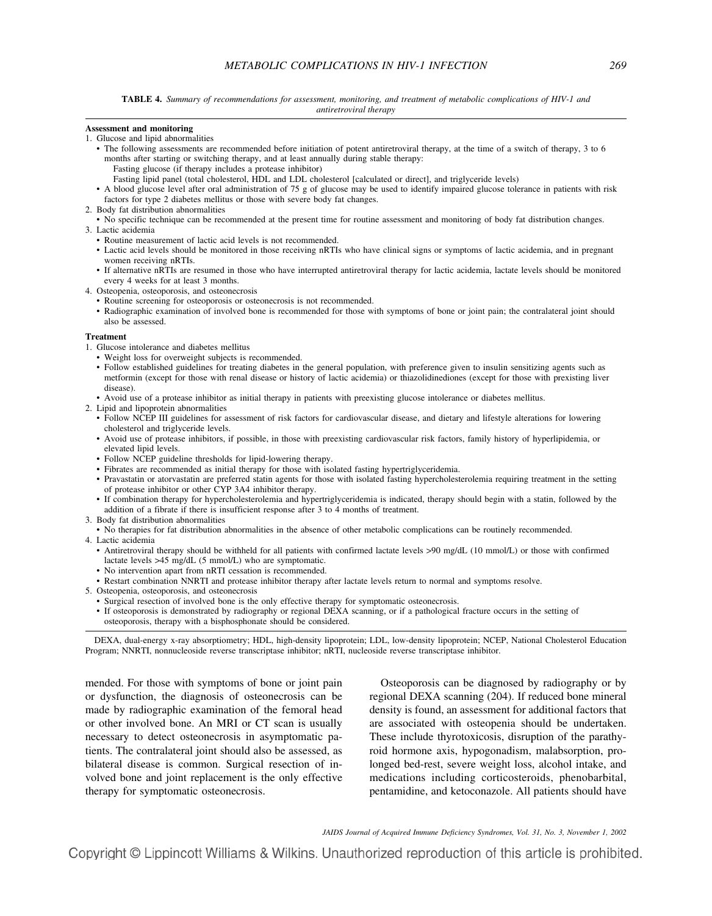**TABLE 4.** *Summary of recommendations for assessment, monitoring, and treatment of metabolic complications of HIV-1 and antiretroviral therapy*

**Assessment and monitoring**

1. Glucose and lipid abnormalities
   - The following assessments are recommended before initiation of potent antiretroviral therapy, at the time of a switch of therapy, 3 to 6 months after starting or switching therapy, and at least annually during stable therapy:
     - Fasting glucose (if therapy includes a protease inhibitor)
     - Fasting lipid panel (total cholesterol, HDL and LDL cholesterol [calculated or direct], and triglyceride levels)
   - A blood glucose level after oral administration of 75 g of glucose may be used to identify impaired glucose tolerance in patients with risk factors for type 2 diabetes mellitus or those with severe body fat changes.
2. Body fat distribution abnormalities
   - No specific technique can be recommended at the present time for routine assessment and monitoring of body fat distribution changes.
3. Lactic acidemia
   - Routine measurement of lactic acid levels is not recommended.
   - Lactic acid levels should be monitored in those receiving nRTIs who have clinical signs or symptoms of lactic acidemia, and in pregnant women receiving nRTIs.
   - If alternative nRTIs are resumed in those who have interrupted antiretroviral therapy for lactic acidemia, lactate levels should be monitored every 4 weeks for at least 3 months.
4. Osteopenia, osteoporosis, and osteonecrosis
   - Routine screening for osteoporosis or osteonecrosis is not recommended.
   - Radiographic examination of involved bone is recommended for those with symptoms of bone or joint pain; the contralateral joint should also be assessed.

**Treatment**

1. Glucose intolerance and diabetes mellitus
   - Weight loss for overweight subjects is recommended.
   - Follow established guidelines for treating diabetes in the general population, with preference given to insulin sensitizing agents such as metformin (except for those with renal disease or history of lactic acidemia) or thiazolidinediones (except for those with prexisting liver disease).
   - Avoid use of a protease inhibitor as initial therapy in patients with preexisting glucose intolerance or diabetes mellitus.
2. Lipid and lipoprotein abnormalities
   - Follow NCEP III guidelines for assessment of risk factors for cardiovascular disease, and dietary and lifestyle alterations for lowering cholesterol and triglyceride levels.
   - Avoid use of protease inhibitors, if possible, in those with preexisting cardiovascular risk factors, family history of hyperlipidemia, or elevated lipid levels.
   - Follow NCEP guideline thresholds for lipid-lowering therapy.
   - Fibrates are recommended as initial therapy for those with isolated fasting hypertriglyceridemia.
   - Pravastatin or atorvastatin are preferred statin agents for those with isolated fasting hypercholesterolemia requiring treatment in the setting of protease inhibitor or other CYP 3A4 inhibitor therapy.
   - If combination therapy for hypercholesterolemia and hypertriglyceridemia is indicated, therapy should begin with a statin, followed by the addition of a fibrate if there is insufficient response after 3 to 4 months of treatment.
3. Body fat distribution abnormalities
   - No therapies for fat distribution abnormalities in the absence of other metabolic complications can be routinely recommended.
4. Lactic acidemia
   - Antiretroviral therapy should be withheld for all patients with confirmed lactate levels >90 mg/dL (10 mmol/L) or those with confirmed lactate levels >45 mg/dL (5 mmol/L) who are symptomatic.
   - No intervention apart from nRTI cessation is recommended.
   - Restart combination NNRTI and protease inhibitor therapy after lactate levels return to normal and symptoms resolve.
5. Osteopenia, osteoporosis, and osteonecrosis
   - Surgical resection of involved bone is the only effective therapy for symptomatic osteonecrosis.
   - If osteoporosis is demonstrated by radiography or regional DEXA scanning, or if a pathological fracture occurs in the setting of osteoporosis, therapy with a bisphosphonate should be considered.

DEXA, dual-energy x-ray absorptiometry; HDL, high-density lipoprotein; LDL, low-density lipoprotein; NCEP, National Cholesterol Education Program; NNRTI, nonnucleoside reverse transcriptase inhibitor; nRTI, nucleoside reverse transcriptase inhibitor.

mended. For those with symptoms of bone or joint pain or dysfunction, the diagnosis of osteonecrosis can be made by radiographic examination of the femoral head or other involved bone. An MRI or CT scan is usually necessary to detect osteonecrosis in asymptomatic patients. The contralateral joint should also be assessed, as bilateral disease is common. Surgical resection of involved bone and joint replacement is the only effective therapy for symptomatic osteonecrosis.

Osteoporosis can be diagnosed by radiography or by regional DEXA scanning (204). If reduced bone mineral density is found, an assessment for additional factors that are associated with osteopenia should be undertaken. These include thyrotoxicosis, disruption of the parathyroid hormone axis, hypogonadism, malabsorption, prolonged bed-rest, severe weight loss, alcohol intake, and medications including corticosteroids, phenobarbital, pentamidine, and ketoconazole. All patients should have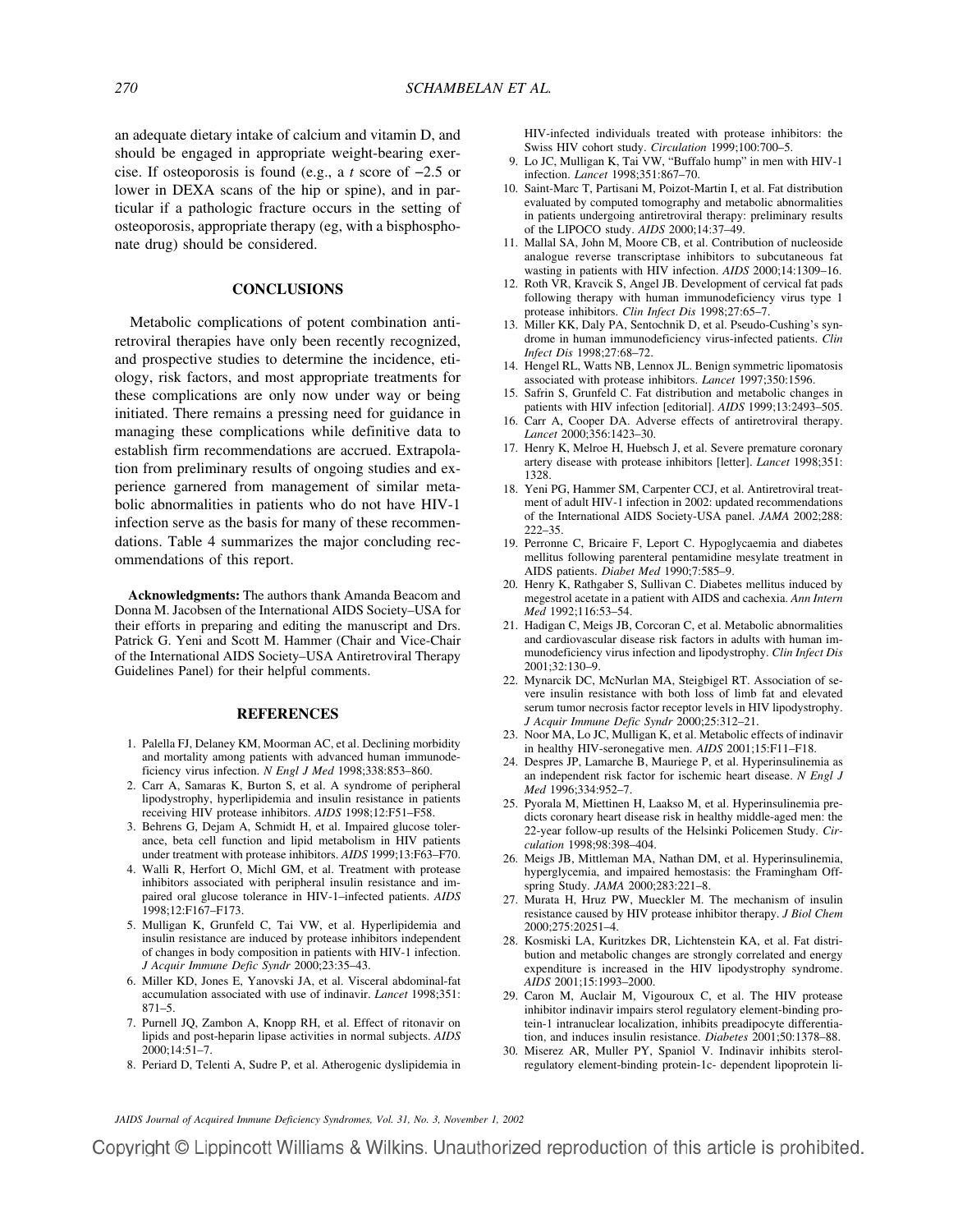an adequate dietary intake of calcium and vitamin D, and should be engaged in appropriate weight-bearing exercise. If osteoporosis is found (e.g., a *t* score of −2.5 or lower in DEXA scans of the hip or spine), and in particular if a pathologic fracture occurs in the setting of osteoporosis, appropriate therapy (eg, with a bisphosphonate drug) should be considered.

## CONCLUSIONS

Metabolic complications of potent combination antiretroviral therapies have only been recently recognized, and prospective studies to determine the incidence, etiology, risk factors, and most appropriate treatments for these complications are only now under way or being initiated. There remains a pressing need for guidance in managing these complications while definitive data to establish firm recommendations are accrued. Extrapolation from preliminary results of ongoing studies and experience garnered from management of similar metabolic abnormalities in patients who do not have HIV-1 infection serve as the basis for many of these recommendations. Table 4 summarizes the major concluding recommendations of this report.

**Acknowledgments:** The authors thank Amanda Beacom and Donna M. Jacobsen of the International AIDS Society–USA for their efforts in preparing and editing the manuscript and Drs. Patrick G. Yeni and Scott M. Hammer (Chair and Vice-Chair of the International AIDS Society–USA Antiretroviral Therapy Guidelines Panel) for their helpful comments.

## REFERENCES

1. Palella FJ, Delaney KM, Moorman AC, et al. Declining morbidity and mortality among patients with advanced human immunodeficiency virus infection. *N Engl J Med* 1998;338:853–860.
2. Carr A, Samaras K, Burton S, et al. A syndrome of peripheral lipodystrophy, hyperlipidemia and insulin resistance in patients receiving HIV protease inhibitors. *AIDS* 1998;12:F51–F58.
3. Behrens G, Dejam A, Schmidt H, et al. Impaired glucose tolerance, beta cell function and lipid metabolism in HIV patients under treatment with protease inhibitors. *AIDS* 1999;13:F63–F70.
4. Walli R, Herfort O, Michl GM, et al. Treatment with protease inhibitors associated with peripheral insulin resistance and impaired oral glucose tolerance in HIV-1–infected patients. *AIDS* 1998;12:F167–F173.
5. Mulligan K, Grunfeld C, Tai VW, et al. Hyperlipidemia and insulin resistance are induced by protease inhibitors independent of changes in body composition in patients with HIV-1 infection. *J Acquir Immune Defic Syndr* 2000;23:35–43.
6. Miller KD, Jones E, Yanovski JA, et al. Visceral abdominal-fat accumulation associated with use of indinavir. *Lancet* 1998;351:871–5.
7. Purnell JQ, Zambon A, Knopp RH, et al. Effect of ritonavir on lipids and post-heparin lipase activities in normal subjects. *AIDS* 2000;14:51–7.
8. Periard D, Telenti A, Sudre P, et al. Atherogenic dyslipidemia in HIV-infected individuals treated with protease inhibitors: the Swiss HIV cohort study. *Circulation* 1999;100:700–5.
9. Lo JC, Mulligan K, Tai VW, "Buffalo hump" in men with HIV-1 infection. *Lancet* 1998;351:867–70.
10. Saint-Marc T, Partisani M, Poizot-Martin I, et al. Fat distribution evaluated by computed tomography and metabolic abnormalities in patients undergoing antiretroviral therapy: preliminary results of the LIPOCO study. *AIDS* 2000;14:37–49.
11. Mallal SA, John M, Moore CB, et al. Contribution of nucleoside analogue reverse transcriptase inhibitors to subcutaneous fat wasting in patients with HIV infection. *AIDS* 2000;14:1309–16.
12. Roth VR, Kravcik S, Angel JB. Development of cervical fat pads following therapy with human immunodeficiency virus type 1 protease inhibitors. *Clin Infect Dis* 1998;27:65–7.
13. Miller KK, Daly PA, Sentochnik D, et al. Pseudo-Cushing's syndrome in human immunodeficiency virus-infected patients. *Clin Infect Dis* 1998;27:68–72.
14. Hengel RL, Watts NB, Lennox JL. Benign symmetric lipomatosis associated with protease inhibitors. *Lancet* 1997;350:1596.
15. Safrin S, Grunfeld C. Fat distribution and metabolic changes in patients with HIV infection [editorial]. *AIDS* 1999;13:2493–505.
16. Carr A, Cooper DA. Adverse effects of antiretroviral therapy. *Lancet* 2000;356:1423–30.
17. Henry K, Melroe H, Huebsch J, et al. Severe premature coronary artery disease with protease inhibitors [letter]. *Lancet* 1998;351:1328.
18. Yeni PG, Hammer SM, Carpenter CCJ, et al. Antiretroviral treatment of adult HIV-1 infection in 2002: updated recommendations of the International AIDS Society-USA panel. *JAMA* 2002;288:222–35.
19. Perronne C, Bricaire F, Leport C. Hypoglycaemia and diabetes mellitus following parenteral pentamidine mesylate treatment in AIDS patients. *Diabet Med* 1990;7:585–9.
20. Henry K, Rathgaber S, Sullivan C. Diabetes mellitus induced by megestrol acetate in a patient with AIDS and cachexia. *Ann Intern Med* 1992;116:53–54.
21. Hadigan C, Meigs JB, Corcoran C, et al. Metabolic abnormalities and cardiovascular disease risk factors in adults with human immunodeficiency virus infection and lipodystrophy. *Clin Infect Dis* 2001;32:130–9.
22. Mynarcik DC, McNurlan MA, Steigbigel RT. Association of severe insulin resistance with both loss of limb fat and elevated serum tumor necrosis factor receptor levels in HIV lipodystrophy. *J Acquir Immune Defic Syndr* 2000;25:312–21.
23. Noor MA, Lo JC, Mulligan K, et al. Metabolic effects of indinavir in healthy HIV-seronegative men. *AIDS* 2001;15:F11–F18.
24. Despres JP, Lamarche B, Mauriege P, et al. Hyperinsulinemia as an independent risk factor for ischemic heart disease. *N Engl J Med* 1996;334:952–7.
25. Pyorala M, Miettinen H, Laakso M, et al. Hyperinsulinemia predicts coronary heart disease risk in healthy middle-aged men: the 22-year follow-up results of the Helsinki Policemen Study. *Circulation* 1998;98:398–404.
26. Meigs JB, Mittleman MA, Nathan DM, et al. Hyperinsulinemia, hyperglycemia, and impaired hemostasis: the Framingham Offspring Study. *JAMA* 2000;283:221–8.
27. Murata H, Hruz PW, Mueckler M. The mechanism of insulin resistance caused by HIV protease inhibitor therapy. *J Biol Chem* 2000;275:20251–4.
28. Kosmiski LA, Kuritzkes DR, Lichtenstein KA, et al. Fat distribution and metabolic changes are strongly correlated and energy expenditure is increased in the HIV lipodystrophy syndrome. *AIDS* 2001;15:1993–2000.
29. Caron M, Auclair M, Vigouroux C, et al. The HIV protease inhibitor indinavir impairs sterol regulatory element-binding protein-1 intranuclear localization, inhibits preadipocyte differentiation, and induces insulin resistance. *Diabetes* 2001;50:1378–88.
30. Miserez AR, Muller PY, Spaniol V. Indinavir inhibits sterol-regulatory element-binding protein-1c- dependent lipoprotein li-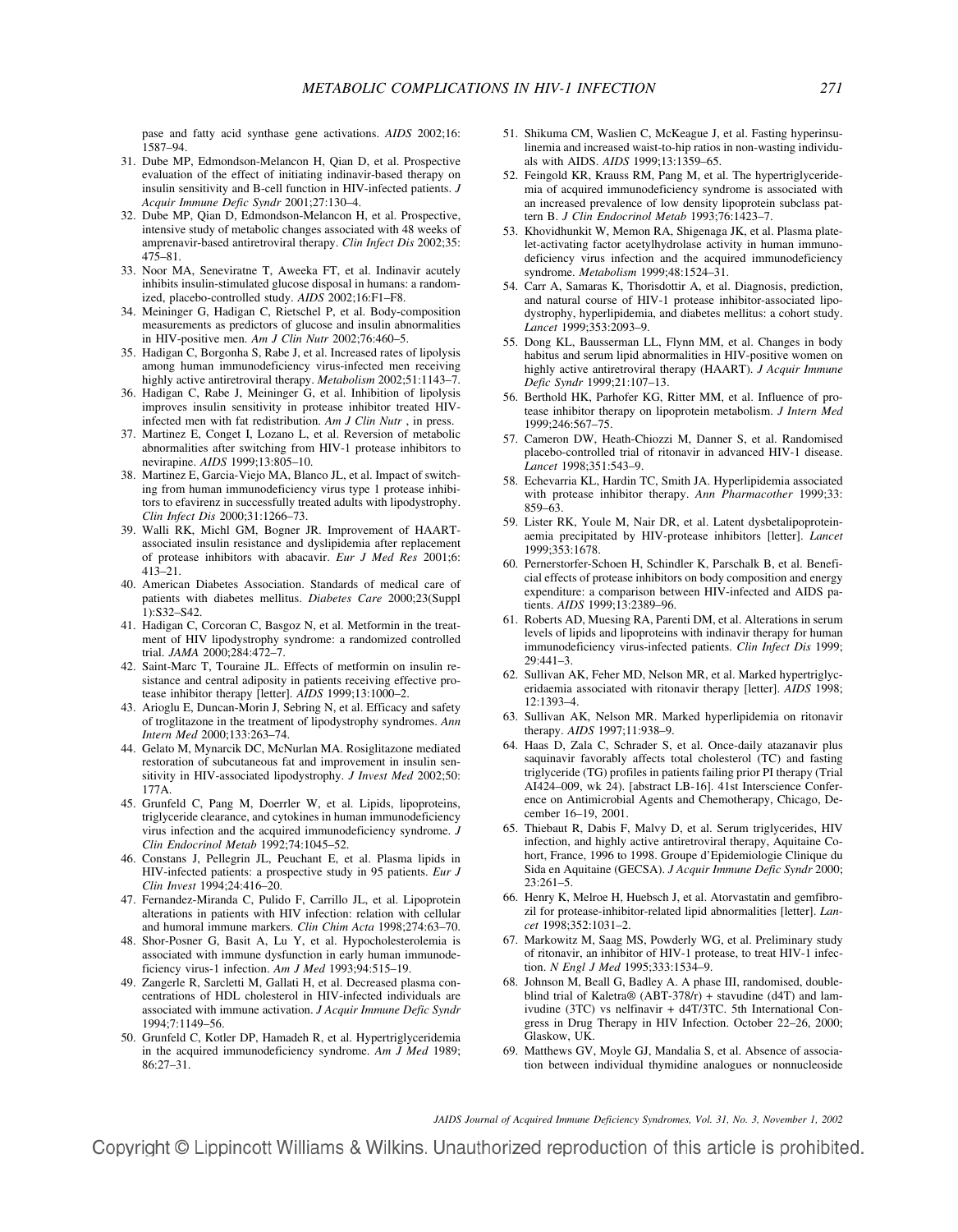pase and fatty acid synthase gene activations. *AIDS* 2002;16: 1587–94.

31. Dube MP, Edmondson-Melancon H, Qian D, et al. Prospective evaluation of the effect of initiating indinavir-based therapy on insulin sensitivity and B-cell function in HIV-infected patients. *J Acquir Immune Defic Syndr* 2001;27:130–4.
32. Dube MP, Qian D, Edmondson-Melancon H, et al. Prospective, intensive study of metabolic changes associated with 48 weeks of amprenavir-based antiretroviral therapy. *Clin Infect Dis* 2002;35: 475–81.
33. Noor MA, Seneviratne T, Aweeka FT, et al. Indinavir acutely inhibits insulin-stimulated glucose disposal in humans: a randomized, placebo-controlled study. *AIDS* 2002;16:F1–F8.
34. Meininger G, Hadigan C, Rietschel P, et al. Body-composition measurements as predictors of glucose and insulin abnormalities in HIV-positive men. *Am J Clin Nutr* 2002;76:460–5.
35. Hadigan C, Borgonha S, Rabe J, et al. Increased rates of lipolysis among human immunodeficiency virus-infected men receiving highly active antiretroviral therapy. *Metabolism* 2002;51:1143–7.
36. Hadigan C, Rabe J, Meininger G, et al. Inhibition of lipolysis improves insulin sensitivity in protease inhibitor treated HIV-infected men with fat redistribution. *Am J Clin Nutr* , in press.
37. Martinez E, Conget I, Lozano L, et al. Reversion of metabolic abnormalities after switching from HIV-1 protease inhibitors to nevirapine. *AIDS* 1999;13:805–10.
38. Martinez E, Garcia-Viejo MA, Blanco JL, et al. Impact of switching from human immunodeficiency virus type 1 protease inhibitors to efavirenz in successfully treated adults with lipodystrophy. *Clin Infect Dis* 2000;31:1266–73.
39. Walli RK, Michl GM, Bogner JR. Improvement of HAART-associated insulin resistance and dyslipidemia after replacement of protease inhibitors with abacavir. *Eur J Med Res* 2001;6: 413–21.
40. American Diabetes Association. Standards of medical care of patients with diabetes mellitus. *Diabetes Care* 2000;23(Suppl 1):S32–S42.
41. Hadigan C, Corcoran C, Basgoz N, et al. Metformin in the treatment of HIV lipodystrophy syndrome: a randomized controlled trial. *JAMA* 2000;284:472–7.
42. Saint-Marc T, Touraine JL. Effects of metformin on insulin resistance and central adiposity in patients receiving effective protease inhibitor therapy [letter]. *AIDS* 1999;13:1000–2.
43. Arioglu E, Duncan-Morin J, Sebring N, et al. Efficacy and safety of troglitazone in the treatment of lipodystrophy syndromes. *Ann Intern Med* 2000;133:263–74.
44. Gelato M, Mynarcik DC, McNurlan MA. Rosiglitazone mediated restoration of subcutaneous fat and improvement in insulin sensitivity in HIV-associated lipodystrophy. *J Invest Med* 2002;50: 177A.
45. Grunfeld C, Pang M, Doerrler W, et al. Lipids, lipoproteins, triglyceride clearance, and cytokines in human immunodeficiency virus infection and the acquired immunodeficiency syndrome. *J Clin Endocrinol Metab* 1992;74:1045–52.
46. Constans J, Pellegrin JL, Peuchant E, et al. Plasma lipids in HIV-infected patients: a prospective study in 95 patients. *Eur J Clin Invest* 1994;24:416–20.
47. Fernandez-Miranda C, Pulido F, Carrillo JL, et al. Lipoprotein alterations in patients with HIV infection: relation with cellular and humoral immune markers. *Clin Chim Acta* 1998;274:63–70.
48. Shor-Posner G, Basit A, Lu Y, et al. Hypocholesterolemia is associated with immune dysfunction in early human immunodeficiency virus-1 infection. *Am J Med* 1993;94:515–19.
49. Zangerle R, Sarcletti M, Gallati H, et al. Decreased plasma concentrations of HDL cholesterol in HIV-infected individuals are associated with immune activation. *J Acquir Immune Defic Syndr* 1994;7:1149–56.
50. Grunfeld C, Kotler DP, Hamadeh R, et al. Hypertriglyceridemia in the acquired immunodeficiency syndrome. *Am J Med* 1989; 86:27–31.
51. Shikuma CM, Waslien C, McKeague J, et al. Fasting hyperinsulinemia and increased waist-to-hip ratios in non-wasting individuals with AIDS. *AIDS* 1999;13:1359–65.
52. Feingold KR, Krauss RM, Pang M, et al. The hypertriglyceridemia of acquired immunodeficiency syndrome is associated with an increased prevalence of low density lipoprotein subclass pattern B. *J Clin Endocrinol Metab* 1993;76:1423–7.
53. Khovidhunkit W, Memon RA, Shigenaga JK, et al. Plasma platelet-activating factor acetylhydrolase activity in human immunodeficiency virus infection and the acquired immunodeficiency syndrome. *Metabolism* 1999;48:1524–31.
54. Carr A, Samaras K, Thorisdottir A, et al. Diagnosis, prediction, and natural course of HIV-1 protease inhibitor-associated lipodystrophy, hyperlipidemia, and diabetes mellitus: a cohort study. *Lancet* 1999;353:2093–9.
55. Dong KL, Bausserman LL, Flynn MM, et al. Changes in body habitus and serum lipid abnormalities in HIV-positive women on highly active antiretroviral therapy (HAART). *J Acquir Immune Defic Syndr* 1999;21:107–13.
56. Berthold HK, Parhofer KG, Ritter MM, et al. Influence of protease inhibitor therapy on lipoprotein metabolism. *J Intern Med* 1999;246:567–75.
57. Cameron DW, Heath-Chiozzi M, Danner S, et al. Randomised placebo-controlled trial of ritonavir in advanced HIV-1 disease. *Lancet* 1998;351:543–9.
58. Echevarria KL, Hardin TC, Smith JA. Hyperlipidemia associated with protease inhibitor therapy. *Ann Pharmacother* 1999;33: 859–63.
59. Lister RK, Youle M, Nair DR, et al. Latent dysbetalipoproteinaemia precipitated by HIV-protease inhibitors [letter]. *Lancet* 1999;353:1678.
60. Pernerstorfer-Schoen H, Schindler K, Parschalk B, et al. Beneficial effects of protease inhibitors on body composition and energy expenditure: a comparison between HIV-infected and AIDS patients. *AIDS* 1999;13:2389–96.
61. Roberts AD, Muesing RA, Parenti DM, et al. Alterations in serum levels of lipids and lipoproteins with indinavir therapy for human immunodeficiency virus-infected patients. *Clin Infect Dis* 1999; 29:441–3.
62. Sullivan AK, Feher MD, Nelson MR, et al. Marked hypertriglyceridaemia associated with ritonavir therapy [letter]. *AIDS* 1998; 12:1393–4.
63. Sullivan AK, Nelson MR. Marked hyperlipidemia on ritonavir therapy. *AIDS* 1997;11:938–9.
64. Haas D, Zala C, Schrader S, et al. Once-daily atazanavir plus saquinavir favorably affects total cholesterol (TC) and fasting triglyceride (TG) profiles in patients failing prior PI therapy (Trial AI424–009, wk 24). [abstract LB-16]. 41st Interscience Conference on Antimicrobial Agents and Chemotherapy, Chicago, December 16–19, 2001.
65. Thiebaut R, Dabis F, Malvy D, et al. Serum triglycerides, HIV infection, and highly active antiretroviral therapy, Aquitaine Cohort, France, 1996 to 1998. Groupe d'Epidemiologie Clinique du Sida en Aquitaine (GECSA). *J Acquir Immune Defic Syndr* 2000; 23:261–5.
66. Henry K, Melroe H, Huebsch J, et al. Atorvastatin and gemfibrozil for protease-inhibitor-related lipid abnormalities [letter]. *Lancet* 1998;352:1031–2.
67. Markowitz M, Saag MS, Powderly WG, et al. Preliminary study of ritonavir, an inhibitor of HIV-1 protease, to treat HIV-1 infection. *N Engl J Med* 1995;333:1534–9.
68. Johnson M, Beall G, Badley A. A phase III, randomised, double-blind trial of Kaletra® (ABT-378/r) + stavudine (d4T) and lamivudine (3TC) vs nelfinavir + d4T/3TC. 5th International Congress in Drug Therapy in HIV Infection. October 22–26, 2000; Glaskow, UK.
69. Matthews GV, Moyle GJ, Mandalia S, et al. Absence of association between individual thymidine analogues or nonnucleoside

Copyright © Lippincott Williams & Wilkins. Unauthorized reproduction of this article is prohibited.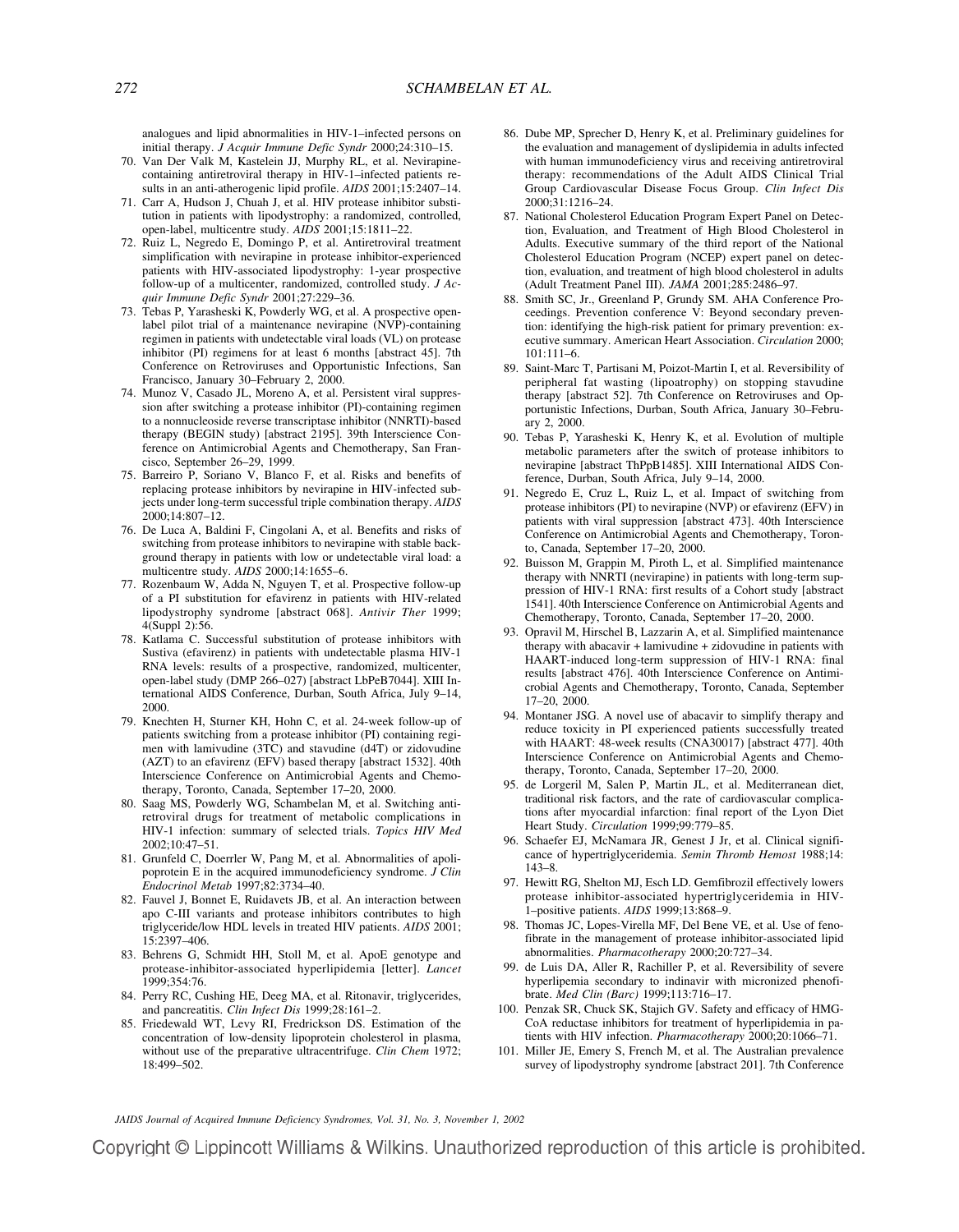analogues and lipid abnormalities in HIV-1–infected persons on initial therapy. *J Acquir Immune Defic Syndr* 2000;24:310–15.

70. Van Der Valk M, Kastelein JJ, Murphy RL, et al. Nevirapine-containing antiretroviral therapy in HIV-1–infected patients results in an anti-atherogenic lipid profile. *AIDS* 2001;15:2407–14.
71. Carr A, Hudson J, Chuah J, et al. HIV protease inhibitor substitution in patients with lipodystrophy: a randomized, controlled, open-label, multicentre study. *AIDS* 2001;15:1811–22.
72. Ruiz L, Negredo E, Domingo P, et al. Antiretroviral treatment simplification with nevirapine in protease inhibitor-experienced patients with HIV-associated lipodystrophy: 1-year prospective follow-up of a multicenter, randomized, controlled study. *J Acquir Immune Defic Syndr* 2001;27:229–36.
73. Tebas P, Yarasheski K, Powderly WG, et al. A prospective open-label pilot trial of a maintenance nevirapine (NVP)-containing regimen in patients with undetectable viral loads (VL) on protease inhibitor (PI) regimens for at least 6 months [abstract 45]. 7th Conference on Retroviruses and Opportunistic Infections, San Francisco, January 30–February 2, 2000.
74. Munoz V, Casado JL, Moreno A, et al. Persistent viral suppression after switching a protease inhibitor (PI)-containing regimen to a nonnucleoside reverse transcriptase inhibitor (NNRTI)-based therapy (BEGIN study) [abstract 2195]. 39th Interscience Conference on Antimicrobial Agents and Chemotherapy, San Francisco, September 26–29, 1999.
75. Barreiro P, Soriano V, Blanco F, et al. Risks and benefits of replacing protease inhibitors by nevirapine in HIV-infected subjects under long-term successful triple combination therapy. *AIDS* 2000;14:807–12.
76. De Luca A, Baldini F, Cingolani A, et al. Benefits and risks of switching from protease inhibitors to nevirapine with stable background therapy in patients with low or undetectable viral load: a multicentre study. *AIDS* 2000;14:1655–6.
77. Rozenbaum W, Adda N, Nguyen T, et al. Prospective follow-up of a PI substitution for efavirenz in patients with HIV-related lipodystrophy syndrome [abstract 068]. *Antivir Ther* 1999; 4(Suppl 2):56.
78. Katlama C. Successful substitution of protease inhibitors with Sustiva (efavirenz) in patients with undetectable plasma HIV-1 RNA levels: results of a prospective, randomized, multicenter, open-label study (DMP 266–027) [abstract LbPeB7044]. XIII International AIDS Conference, Durban, South Africa, July 9–14, 2000.
79. Knechten H, Sturner KH, Hohn C, et al. 24-week follow-up of patients switching from a protease inhibitor (PI) containing regimen with lamivudine (3TC) and stavudine (d4T) or zidovudine (AZT) to an efavirenz (EFV) based therapy [abstract 1532]. 40th Interscience Conference on Antimicrobial Agents and Chemotherapy, Toronto, Canada, September 17–20, 2000.
80. Saag MS, Powderly WG, Schambelan M, et al. Switching antiretroviral drugs for treatment of metabolic complications in HIV-1 infection: summary of selected trials. *Topics HIV Med* 2002;10:47–51.
81. Grunfeld C, Doerrler W, Pang M, et al. Abnormalities of apolipoprotein E in the acquired immunodeficiency syndrome. *J Clin Endocrinol Metab* 1997;82:3734–40.
82. Fauvel J, Bonnet E, Ruidavets JB, et al. An interaction between apo C-III variants and protease inhibitors contributes to high triglyceride/low HDL levels in treated HIV patients. *AIDS* 2001; 15:2397–406.
83. Behrens G, Schmidt HH, Stoll M, et al. ApoE genotype and protease-inhibitor-associated hyperlipidemia [letter]. *Lancet* 1999;354:76.
84. Perry RC, Cushing HE, Deeg MA, et al. Ritonavir, triglycerides, and pancreatitis. *Clin Infect Dis* 1999;28:161–2.
85. Friedewald WT, Levy RI, Fredrickson DS. Estimation of the concentration of low-density lipoprotein cholesterol in plasma, without use of the preparative ultracentrifuge. *Clin Chem* 1972; 18:499–502.
86. Dube MP, Sprecher D, Henry K, et al. Preliminary guidelines for the evaluation and management of dyslipidemia in adults infected with human immunodeficiency virus and receiving antiretroviral therapy: recommendations of the Adult AIDS Clinical Trial Group Cardiovascular Disease Focus Group. *Clin Infect Dis* 2000;31:1216–24.
87. National Cholesterol Education Program Expert Panel on Detection, Evaluation, and Treatment of High Blood Cholesterol in Adults. Executive summary of the third report of the National Cholesterol Education Program (NCEP) expert panel on detection, evaluation, and treatment of high blood cholesterol in adults (Adult Treatment Panel III). *JAMA* 2001;285:2486–97.
88. Smith SC, Jr., Greenland P, Grundy SM. AHA Conference Proceedings. Prevention conference V: Beyond secondary prevention: identifying the high-risk patient for primary prevention: executive summary. American Heart Association. *Circulation* 2000; 101:111–6.
89. Saint-Marc T, Partisani M, Poizot-Martin I, et al. Reversibility of peripheral fat wasting (lipoatrophy) on stopping stavudine therapy [abstract 52]. 7th Conference on Retroviruses and Opportunistic Infections, Durban, South Africa, January 30–February 2, 2000.
90. Tebas P, Yarasheski K, Henry K, et al. Evolution of multiple metabolic parameters after the switch of protease inhibitors to nevirapine [abstract ThPpB1485]. XIII International AIDS Conference, Durban, South Africa, July 9–14, 2000.
91. Negredo E, Cruz L, Ruiz L, et al. Impact of switching from protease inhibitors (PI) to nevirapine (NVP) or efavirenz (EFV) in patients with viral suppression [abstract 473]. 40th Interscience Conference on Antimicrobial Agents and Chemotherapy, Toronto, Canada, September 17–20, 2000.
92. Buisson M, Grappin M, Piroth L, et al. Simplified maintenance therapy with NNRTI (nevirapine) in patients with long-term suppression of HIV-1 RNA: first results of a Cohort study [abstract 1541]. 40th Interscience Conference on Antimicrobial Agents and Chemotherapy, Toronto, Canada, September 17–20, 2000.
93. Opravil M, Hirschel B, Lazzarin A, et al. Simplified maintenance therapy with abacavir + lamivudine + zidovudine in patients with HAART-induced long-term suppression of HIV-1 RNA: final results [abstract 476]. 40th Interscience Conference on Antimicrobial Agents and Chemotherapy, Toronto, Canada, September 17–20, 2000.
94. Montaner JSG. A novel use of abacavir to simplify therapy and reduce toxicity in PI experienced patients successfully treated with HAART: 48-week results (CNA30017) [abstract 477]. 40th Interscience Conference on Antimicrobial Agents and Chemotherapy, Toronto, Canada, September 17–20, 2000.
95. de Lorgeril M, Salen P, Martin JL, et al. Mediterranean diet, traditional risk factors, and the rate of cardiovascular complications after myocardial infarction: final report of the Lyon Diet Heart Study. *Circulation* 1999;99:779–85.
96. Schaefer EJ, McNamara JR, Genest J Jr, et al. Clinical significance of hypertriglyceridemia. *Semin Thromb Hemost* 1988;14: 143–8.
97. Hewitt RG, Shelton MJ, Esch LD. Gemfibrozil effectively lowers protease inhibitor-associated hypertriglyceridemia in HIV-1–positive patients. *AIDS* 1999;13:868–9.
98. Thomas JC, Lopes-Virella MF, Del Bene VE, et al. Use of fenofibrate in the management of protease inhibitor-associated lipid abnormalities. *Pharmacotherapy* 2000;20:727–34.
99. de Luis DA, Aller R, Rachiller P, et al. Reversibility of severe hyperlipemia secondary to indinavir with micronized phenofibrate. *Med Clin (Barc)* 1999;113:716–17.
100. Penzak SR, Chuck SK, Stajich GV. Safety and efficacy of HMG-CoA reductase inhibitors for treatment of hyperlipidemia in patients with HIV infection. *Pharmacotherapy* 2000;20:1066–71.
101. Miller JE, Emery S, French M, et al. The Australian prevalence survey of lipodystrophy syndrome [abstract 201]. 7th Conference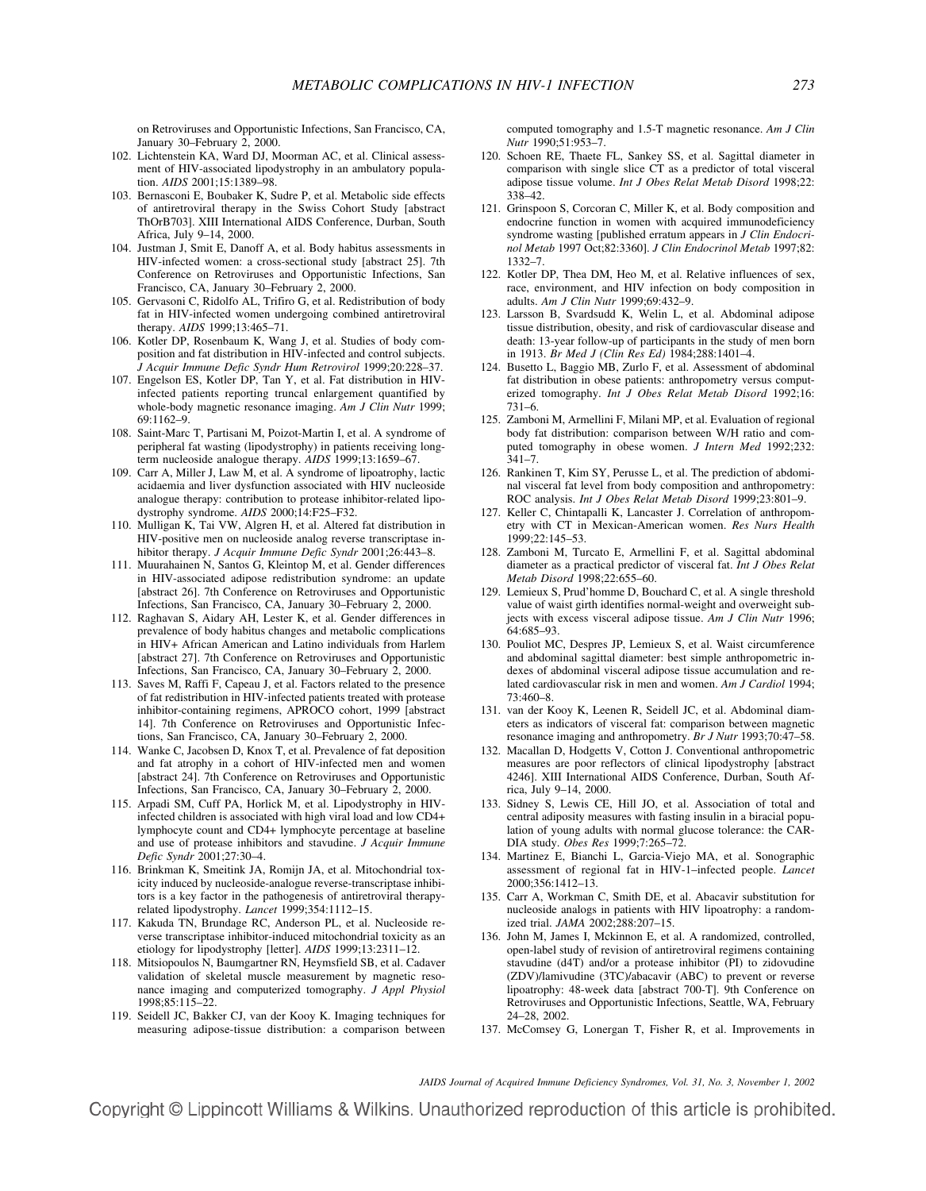on Retroviruses and Opportunistic Infections, San Francisco, CA, January 30–February 2, 2000.

102. Lichtenstein KA, Ward DJ, Moorman AC, et al. Clinical assessment of HIV-associated lipodystrophy in an ambulatory population. *AIDS* 2001;15:1389–98.
103. Bernasconi E, Boubaker K, Sudre P, et al. Metabolic side effects of antiretroviral therapy in the Swiss Cohort Study [abstract ThOrB703]. XIII International AIDS Conference, Durban, South Africa, July 9–14, 2000.
104. Justman J, Smit E, Danoff A, et al. Body habitus assessments in HIV-infected women: a cross-sectional study [abstract 25]. 7th Conference on Retroviruses and Opportunistic Infections, San Francisco, CA, January 30–February 2, 2000.
105. Gervasoni C, Ridolfo AL, Trifiro G, et al. Redistribution of body fat in HIV-infected women undergoing combined antiretroviral therapy. *AIDS* 1999;13:465–71.
106. Kotler DP, Rosenbaum K, Wang J, et al. Studies of body composition and fat distribution in HIV-infected and control subjects. *J Acquir Immune Defic Syndr Hum Retrovirol* 1999;20:228–37.
107. Engelson ES, Kotler DP, Tan Y, et al. Fat distribution in HIV-infected patients reporting truncal enlargement quantified by whole-body magnetic resonance imaging. *Am J Clin Nutr* 1999; 69:1162–9.
108. Saint-Marc T, Partisani M, Poizot-Martin I, et al. A syndrome of peripheral fat wasting (lipodystrophy) in patients receiving long-term nucleoside analogue therapy. *AIDS* 1999;13:1659–67.
109. Carr A, Miller J, Law M, et al. A syndrome of lipoatrophy, lactic acidaemia and liver dysfunction associated with HIV nucleoside analogue therapy: contribution to protease inhibitor-related lipodystrophy syndrome. *AIDS* 2000;14:F25–F32.
110. Mulligan K, Tai VW, Algren H, et al. Altered fat distribution in HIV-positive men on nucleoside analog reverse transcriptase inhibitor therapy. *J Acquir Immune Defic Syndr* 2001;26:443–8.
111. Muurahainen N, Santos G, Kleintop M, et al. Gender differences in HIV-associated adipose redistribution syndrome: an update [abstract 26]. 7th Conference on Retroviruses and Opportunistic Infections, San Francisco, CA, January 30–February 2, 2000.
112. Raghavan S, Aidary AH, Lester K, et al. Gender differences in prevalence of body habitus changes and metabolic complications in HIV+ African American and Latino individuals from Harlem [abstract 27]. 7th Conference on Retroviruses and Opportunistic Infections, San Francisco, CA, January 30–February 2, 2000.
113. Saves M, Raffi F, Capeau J, et al. Factors related to the presence of fat redistribution in HIV-infected patients treated with protease inhibitor-containing regimens, APROCO cohort, 1999 [abstract 14]. 7th Conference on Retroviruses and Opportunistic Infections, San Francisco, CA, January 30–February 2, 2000.
114. Wanke C, Jacobsen D, Knox T, et al. Prevalence of fat deposition and fat atrophy in a cohort of HIV-infected men and women [abstract 24]. 7th Conference on Retroviruses and Opportunistic Infections, San Francisco, CA, January 30–February 2, 2000.
115. Arpadi SM, Cuff PA, Horlick M, et al. Lipodystrophy in HIV-infected children is associated with high viral load and low CD4+ lymphocyte count and CD4+ lymphocyte percentage at baseline and use of protease inhibitors and stavudine. *J Acquir Immune Defic Syndr* 2001;27:30–4.
116. Brinkman K, Smeitink JA, Romijn JA, et al. Mitochondrial toxicity induced by nucleoside-analogue reverse-transcriptase inhibitors is a key factor in the pathogenesis of antiretroviral therapy-related lipodystrophy. *Lancet* 1999;354:1112–15.
117. Kakuda TN, Brundage RC, Anderson PL, et al. Nucleoside reverse transcriptase inhibitor-induced mitochondrial toxicity as an etiology for lipodystrophy [letter]. *AIDS* 1999;13:2311–12.
118. Mitsiopoulos N, Baumgartner RN, Heymsfield SB, et al. Cadaver validation of skeletal muscle measurement by magnetic resonance imaging and computerized tomography. *J Appl Physiol* 1998;85:115–22.
119. Seidell JC, Bakker CJ, van der Kooy K. Imaging techniques for measuring adipose-tissue distribution: a comparison between computed tomography and 1.5-T magnetic resonance. *Am J Clin Nutr* 1990;51:953–7.
120. Schoen RE, Thaete FL, Sankey SS, et al. Sagittal diameter in comparison with single slice CT as a predictor of total visceral adipose tissue volume. *Int J Obes Relat Metab Disord* 1998;22: 338–42.
121. Grinspoon S, Corcoran C, Miller K, et al. Body composition and endocrine function in women with acquired immunodeficiency syndrome wasting [published erratum appears in *J Clin Endocrinol Metab* 1997 Oct;82:3360]. *J Clin Endocrinol Metab* 1997;82: 1332–7.
122. Kotler DP, Thea DM, Heo M, et al. Relative influences of sex, race, environment, and HIV infection on body composition in adults. *Am J Clin Nutr* 1999;69:432–9.
123. Larsson B, Svardsudd K, Welin L, et al. Abdominal adipose tissue distribution, obesity, and risk of cardiovascular disease and death: 13-year follow-up of participants in the study of men born in 1913. *Br Med J (Clin Res Ed)* 1984;288:1401–4.
124. Busetto L, Baggio MB, Zurlo F, et al. Assessment of abdominal fat distribution in obese patients: anthropometry versus computerized tomography. *Int J Obes Relat Metab Disord* 1992;16: 731–6.
125. Zamboni M, Armellini F, Milani MP, et al. Evaluation of regional body fat distribution: comparison between W/H ratio and computed tomography in obese women. *J Intern Med* 1992;232: 341–7.
126. Rankinen T, Kim SY, Perusse L, et al. The prediction of abdominal visceral fat level from body composition and anthropometry: ROC analysis. *Int J Obes Relat Metab Disord* 1999;23:801–9.
127. Keller C, Chintapalli K, Lancaster J. Correlation of anthropometry with CT in Mexican-American women. *Res Nurs Health* 1999;22:145–53.
128. Zamboni M, Turcato E, Armellini F, et al. Sagittal abdominal diameter as a practical predictor of visceral fat. *Int J Obes Relat Metab Disord* 1998;22:655–60.
129. Lemieux S, Prud'homme D, Bouchard C, et al. A single threshold value of waist girth identifies normal-weight and overweight subjects with excess visceral adipose tissue. *Am J Clin Nutr* 1996; 64:685–93.
130. Pouliot MC, Despres JP, Lemieux S, et al. Waist circumference and abdominal sagittal diameter: best simple anthropometric indexes of abdominal visceral adipose tissue accumulation and related cardiovascular risk in men and women. *Am J Cardiol* 1994; 73:460–8.
131. van der Kooy K, Leenen R, Seidell JC, et al. Abdominal diameters as indicators of visceral fat: comparison between magnetic resonance imaging and anthropometry. *Br J Nutr* 1993;70:47–58.
132. Macallan D, Hodgetts V, Cotton J. Conventional anthropometric measures are poor reflectors of clinical lipodystrophy [abstract 4246]. XIII International AIDS Conference, Durban, South Africa, July 9–14, 2000.
133. Sidney S, Lewis CE, Hill JO, et al. Association of total and central adiposity measures with fasting insulin in a biracial population of young adults with normal glucose tolerance: the CARDIA study. *Obes Res* 1999;7:265–72.
134. Martinez E, Bianchi L, Garcia-Viejo MA, et al. Sonographic assessment of regional fat in HIV-1–infected people. *Lancet* 2000;356:1412–13.
135. Carr A, Workman C, Smith DE, et al. Abacavir substitution for nucleoside analogs in patients with HIV lipoatrophy: a randomized trial. *JAMA* 2002;288:207–15.
136. John M, James I, Mckinnon E, et al. A randomized, controlled, open-label study of revision of antiretroviral regimens containing stavudine (d4T) and/or a protease inhibitor (PI) to zidovudine (ZDV)/lamivudine (3TC)/abacavir (ABC) to prevent or reverse lipoatrophy: 48-week data [abstract 700-T]. 9th Conference on Retroviruses and Opportunistic Infections, Seattle, WA, February 24–28, 2002.
137. McComsey G, Lonergan T, Fisher R, et al. Improvements in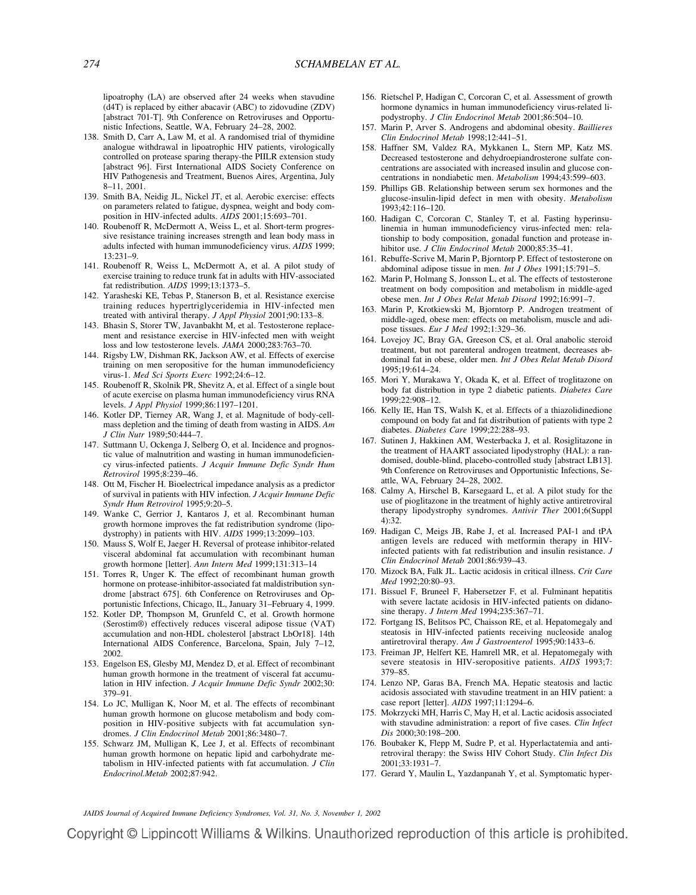lipoatrophy (LA) are observed after 24 weeks when stavudine (d4T) is replaced by either abacavir (ABC) to zidovudine (ZDV) [abstract 701-T]. 9th Conference on Retroviruses and Opportunistic Infections, Seattle, WA, February 24–28, 2002.

138. Smith D, Carr A, Law M, et al. A randomised trial of thymidine analogue withdrawal in lipoatrophic HIV patients, virologically controlled on protease sparing therapy-the PIILR extension study [abstract 96]. First International AIDS Society Conference on HIV Pathogenesis and Treatment, Buenos Aires, Argentina, July 8–11, 2001.
139. Smith BA, Neidig JL, Nickel JT, et al. Aerobic exercise: effects on parameters related to fatigue, dyspnea, weight and body composition in HIV-infected adults. *AIDS* 2001;15:693–701.
140. Roubenoff R, McDermott A, Weiss L, et al. Short-term progressive resistance training increases strength and lean body mass in adults infected with human immunodeficiency virus. *AIDS* 1999; 13:231–9.
141. Roubenoff R, Weiss L, McDermott A, et al. A pilot study of exercise training to reduce trunk fat in adults with HIV-associated fat redistribution. *AIDS* 1999;13:1373–5.
142. Yarasheski KE, Tebas P, Stanerson B, et al. Resistance exercise training reduces hypertriglyceridemia in HIV-infected men treated with antiviral therapy. *J Appl Physiol* 2001;90:133–8.
143. Bhasin S, Storer TW, Javanbakht M, et al. Testosterone replacement and resistance exercise in HIV-infected men with weight loss and low testosterone levels. *JAMA* 2000;283:763–70.
144. Rigsby LW, Dishman RK, Jackson AW, et al. Effects of exercise training on men seropositive for the human immunodeficiency virus-1. *Med Sci Sports Exerc* 1992;24:6–12.
145. Roubenoff R, Skolnik PR, Shevitz A, et al. Effect of a single bout of acute exercise on plasma human immunodeficiency virus RNA levels. *J Appl Physiol* 1999;86:1197–1201.
146. Kotler DP, Tierney AR, Wang J, et al. Magnitude of body-cell-mass depletion and the timing of death from wasting in AIDS. *Am J Clin Nutr* 1989;50:444–7.
147. Suttmann U, Ockenga J, Selberg O, et al. Incidence and prognostic value of malnutrition and wasting in human immunodeficiency virus-infected patients. *J Acquir Immune Defic Syndr Hum Retrovirol* 1995;8:239–46.
148. Ott M, Fischer H. Bioelectrical impedance analysis as a predictor of survival in patients with HIV infection. *J Acquir Immune Defic Syndr Hum Retrovirol* 1995;9:20–5.
149. Wanke C, Gerrior J, Kantaros J, et al. Recombinant human growth hormone improves the fat redistribution syndrome (lipodystrophy) in patients with HIV. *AIDS* 1999;13:2099–103.
150. Mauss S, Wolf E, Jaeger H. Reversal of protease inhibitor-related visceral abdominal fat accumulation with recombinant human growth hormone [letter]. *Ann Intern Med* 1999;131:313–14
151. Torres R, Unger K. The effect of recombinant human growth hormone on protease-inhibitor-associated fat maldistribution syndrome [abstract 675]. 6th Conference on Retroviruses and Opportunistic Infections, Chicago, IL, January 31–February 4, 1999.
152. Kotler DP, Thompson M, Grunfeld C, et al. Growth hormone (Serostim®) effectively reduces visceral adipose tissue (VAT) accumulation and non-HDL cholesterol [abstract LbOr18]. 14th International AIDS Conference, Barcelona, Spain, July 7–12, 2002.
153. Engelson ES, Glesby MJ, Mendez D, et al. Effect of recombinant human growth hormone in the treatment of visceral fat accumulation in HIV infection. *J Acquir Immune Defic Syndr* 2002;30: 379–91.
154. Lo JC, Mulligan K, Noor M, et al. The effects of recombinant human growth hormone on glucose metabolism and body composition in HIV-positive subjects with fat accumulation syndromes. *J Clin Endocrinol Metab* 2001;86:3480–7.
155. Schwarz JM, Mulligan K, Lee J, et al. Effects of recombinant human growth hormone on hepatic lipid and carbohydrate metabolism in HIV-infected patients with fat accumulation. *J Clin Endocrinol.Metab* 2002;87:942.
156. Rietschel P, Hadigan C, Corcoran C, et al. Assessment of growth hormone dynamics in human immunodeficiency virus-related lipodystrophy. *J Clin Endocrinol Metab* 2001;86:504–10.
157. Marin P, Arver S. Androgens and abdominal obesity. *Baillieres Clin Endocrinol Metab* 1998;12:441–51.
158. Haffner SM, Valdez RA, Mykkanen L, Stern MP, Katz MS. Decreased testosterone and dehydroepiandrosterone sulfate concentrations are associated with increased insulin and glucose concentrations in nondiabetic men. *Metabolism* 1994;43:599–603.
159. Phillips GB. Relationship between serum sex hormones and the glucose-insulin-lipid defect in men with obesity. *Metabolism* 1993;42:116–120.
160. Hadigan C, Corcoran C, Stanley T, et al. Fasting hyperinsulinemia in human immunodeficiency virus-infected men: relationship to body composition, gonadal function and protease inhibitor use. *J Clin Endocrinol Metab* 2000;85:35–41.
161. Rebuffe-Scrive M, Marin P, Bjorntorp P. Effect of testosterone on abdominal adipose tissue in men. *Int J Obes* 1991;15:791–5.
162. Marin P, Holmang S, Jonsson L, et al. The effects of testosterone treatment on body composition and metabolism in middle-aged obese men. *Int J Obes Relat Metab Disord* 1992;16:991–7.
163. Marin P, Krotkiewski M, Bjorntorp P. Androgen treatment of middle-aged, obese men: effects on metabolism, muscle and adipose tissues. *Eur J Med* 1992;1:329–36.
164. Lovejoy JC, Bray GA, Greeson CS, et al. Oral anabolic steroid treatment, but not parenteral androgen treatment, decreases abdominal fat in obese, older men. *Int J Obes Relat Metab Disord* 1995;19:614–24.
165. Mori Y, Murakawa Y, Okada K, et al. Effect of troglitazone on body fat distribution in type 2 diabetic patients. *Diabetes Care* 1999;22:908–12.
166. Kelly IE, Han TS, Walsh K, et al. Effects of a thiazolidinedione compound on body fat and fat distribution of patients with type 2 diabetes. *Diabetes Care* 1999;22:288–93.
167. Sutinen J, Hakkinen AM, Westerbacka J, et al. Rosiglitazone in the treatment of HAART associated lipodystrophy (HAL): a randomised, double-blind, placebo-controlled study [abstract LB13]. 9th Conference on Retroviruses and Opportunistic Infections, Seattle, WA, February 24–28, 2002.
168. Calmy A, Hirschel B, Karsegaard L, et al. A pilot study for the use of pioglitazone in the treatment of highly active antiretroviral therapy lipodystrophy syndromes. *Antivir Ther* 2001;6(Suppl 4):32.
169. Hadigan C, Meigs JB, Rabe J, et al. Increased PAI-1 and tPA antigen levels are reduced with metformin therapy in HIV-infected patients with fat redistribution and insulin resistance. *J Clin Endocrinol Metab* 2001;86:939–43.
170. Mizock BA, Falk JL. Lactic acidosis in critical illness. *Crit Care Med* 1992;20:80–93.
171. Bissuel F, Bruneel F, Habersetzer F, et al. Fulminant hepatitis with severe lactate acidosis in HIV-infected patients on didanosine therapy. *J Intern Med* 1994;235:367–71.
172. Fortgang IS, Belitsos PC, Chaisson RE, et al. Hepatomegaly and steatosis in HIV-infected patients receiving nucleoside analog antiretroviral therapy. *Am J Gastroenterol* 1995;90:1433–6.
173. Freiman JP, Helfert KE, Hamrell MR, et al. Hepatomegaly with severe steatosis in HIV-seropositive patients. *AIDS* 1993;7: 379–85.
174. Lenzo NP, Garas BA, French MA. Hepatic steatosis and lactic acidosis associated with stavudine treatment in an HIV patient: a case report [letter]. *AIDS* 1997;11:1294–6.
175. Mokrzycki MH, Harris C, May H, et al. Lactic acidosis associated with stavudine administration: a report of five cases. *Clin Infect Dis* 2000;30:198–200.
176. Boubaker K, Flepp M, Sudre P, et al. Hyperlactatemia and antiretroviral therapy: the Swiss HIV Cohort Study. *Clin Infect Dis* 2001;33:1931–7.
177. Gerard Y, Maulin L, Yazdanpanah Y, et al. Symptomatic hyper-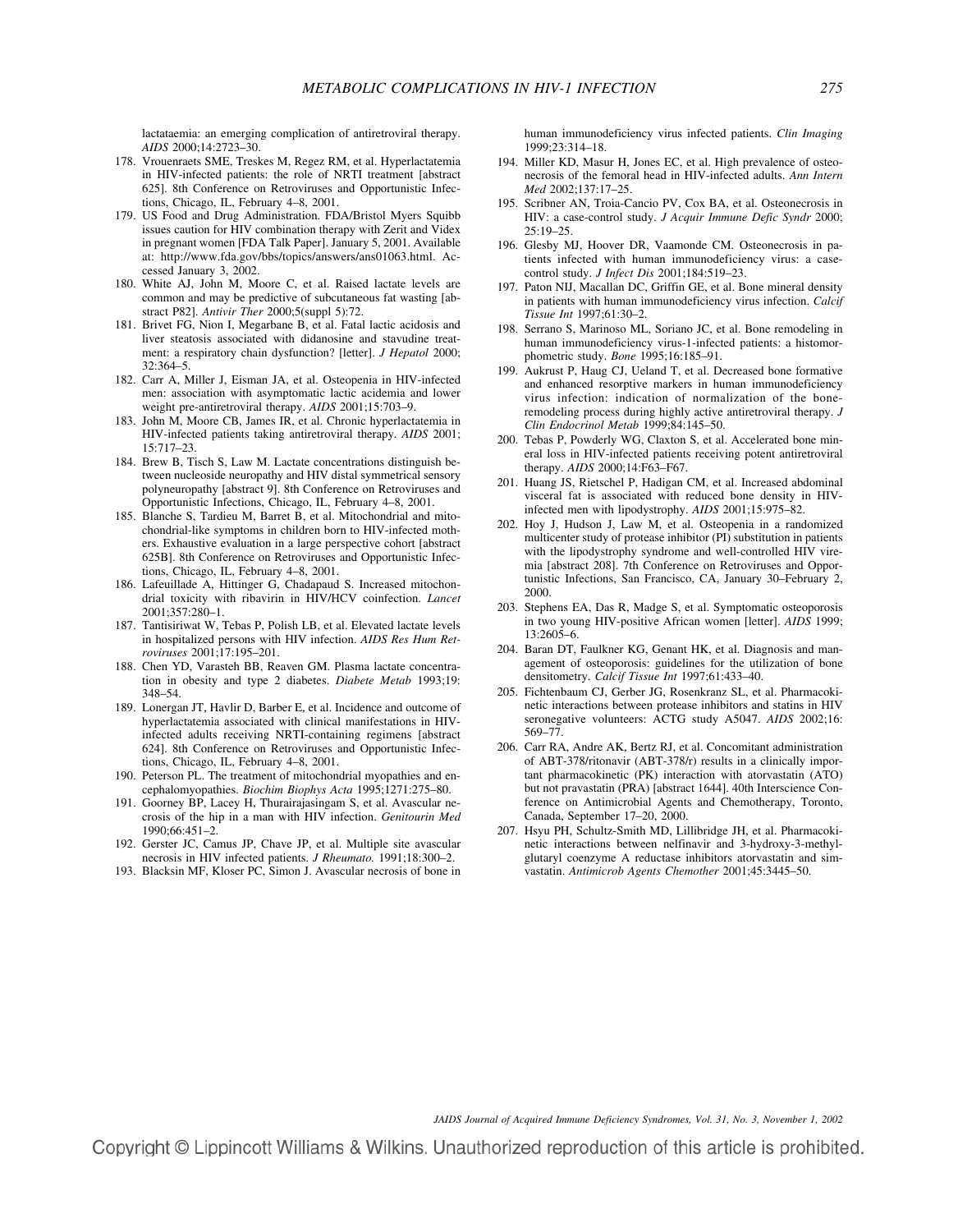lactataemia: an emerging complication of antiretroviral therapy. *AIDS* 2000;14:2723–30.

178. Vrouenraets SME, Treskes M, Regez RM, et al. Hyperlactatemia in HIV-infected patients: the role of NRTI treatment [abstract 625]. 8th Conference on Retroviruses and Opportunistic Infections, Chicago, IL, February 4–8, 2001.
179. US Food and Drug Administration. FDA/Bristol Myers Squibb issues caution for HIV combination therapy with Zerit and Videx in pregnant women [FDA Talk Paper]. January 5, 2001. Available at: http://www.fda.gov/bbs/topics/answers/ans01063.html. Accessed January 3, 2002.
180. White AJ, John M, Moore C, et al. Raised lactate levels are common and may be predictive of subcutaneous fat wasting [abstract P82]. *Antivir Ther* 2000;5(suppl 5):72.
181. Brivet FG, Nion I, Megarbane B, et al. Fatal lactic acidosis and liver steatosis associated with didanosine and stavudine treatment: a respiratory chain dysfunction? [letter]. *J Hepatol* 2000; 32:364–5.
182. Carr A, Miller J, Eisman JA, et al. Osteopenia in HIV-infected men: association with asymptomatic lactic acidemia and lower weight pre-antiretroviral therapy. *AIDS* 2001;15:703–9.
183. John M, Moore CB, James IR, et al. Chronic hyperlactatemia in HIV-infected patients taking antiretroviral therapy. *AIDS* 2001; 15:717–23.
184. Brew B, Tisch S, Law M. Lactate concentrations distinguish between nucleoside neuropathy and HIV distal symmetrical sensory polyneuropathy [abstract 9]. 8th Conference on Retroviruses and Opportunistic Infections, Chicago, IL, February 4–8, 2001.
185. Blanche S, Tardieu M, Barret B, et al. Mitochondrial and mitochondrial-like symptoms in children born to HIV-infected mothers. Exhaustive evaluation in a large perspective cohort [abstract 625B]. 8th Conference on Retroviruses and Opportunistic Infections, Chicago, IL, February 4–8, 2001.
186. Lafeuillade A, Hittinger G, Chadapaud S. Increased mitochondrial toxicity with ribavirin in HIV/HCV coinfection. *Lancet* 2001;357:280–1.
187. Tantisiriwat W, Tebas P, Polish LB, et al. Elevated lactate levels in hospitalized persons with HIV infection. *AIDS Res Hum Retroviruses* 2001;17:195–201.
188. Chen YD, Varasteh BB, Reaven GM. Plasma lactate concentration in obesity and type 2 diabetes. *Diabete Metab* 1993;19: 348–54.
189. Lonergan JT, Havlir D, Barber E, et al. Incidence and outcome of hyperlactatemia associated with clinical manifestations in HIV-infected adults receiving NRTI-containing regimens [abstract 624]. 8th Conference on Retroviruses and Opportunistic Infections, Chicago, IL, February 4–8, 2001.
190. Peterson PL. The treatment of mitochondrial myopathies and encephalomyopathies. *Biochim Biophys Acta* 1995;1271:275–80.
191. Goorney BP, Lacey H, Thurairajasingam S, et al. Avascular necrosis of the hip in a man with HIV infection. *Genitourin Med* 1990;66:451–2.
192. Gerster JC, Camus JP, Chave JP, et al. Multiple site avascular necrosis in HIV infected patients. *J Rheumato.* 1991;18:300–2.
193. Blacksin MF, Kloser PC, Simon J. Avascular necrosis of bone in human immunodeficiency virus infected patients. *Clin Imaging* 1999;23:314–18.
194. Miller KD, Masur H, Jones EC, et al. High prevalence of osteonecrosis of the femoral head in HIV-infected adults. *Ann Intern Med* 2002;137:17–25.
195. Scribner AN, Troia-Cancio PV, Cox BA, et al. Osteonecrosis in HIV: a case-control study. *J Acquir Immune Defic Syndr* 2000; 25:19–25.
196. Glesby MJ, Hoover DR, Vaamonde CM. Osteonecrosis in patients infected with human immunodeficiency virus: a case-control study. *J Infect Dis* 2001;184:519–23.
197. Paton NIJ, Macallan DC, Griffin GE, et al. Bone mineral density in patients with human immunodeficiency virus infection. *Calcif Tissue Int* 1997;61:30–2.
198. Serrano S, Marinoso ML, Soriano JC, et al. Bone remodeling in human immunodeficiency virus-1-infected patients: a histomorphometric study. *Bone* 1995;16:185–91.
199. Aukrust P, Haug CJ, Ueland T, et al. Decreased bone formative and enhanced resorptive markers in human immunodeficiency virus infection: indication of normalization of the bone-remodeling process during highly active antiretroviral therapy. *J Clin Endocrinol Metab* 1999;84:145–50.
200. Tebas P, Powderly WG, Claxton S, et al. Accelerated bone mineral loss in HIV-infected patients receiving potent antiretroviral therapy. *AIDS* 2000;14:F63–F67.
201. Huang JS, Rietschel P, Hadigan CM, et al. Increased abdominal visceral fat is associated with reduced bone density in HIV-infected men with lipodystrophy. *AIDS* 2001;15:975–82.
202. Hoy J, Hudson J, Law M, et al. Osteopenia in a randomized multicenter study of protease inhibitor (PI) substitution in patients with the lipodystrophy syndrome and well-controlled HIV viremia [abstract 208]. 7th Conference on Retroviruses and Opportunistic Infections, San Francisco, CA, January 30–February 2, 2000.
203. Stephens EA, Das R, Madge S, et al. Symptomatic osteoporosis in two young HIV-positive African women [letter]. *AIDS* 1999; 13:2605–6.
204. Baran DT, Faulkner KG, Genant HK, et al. Diagnosis and management of osteoporosis: guidelines for the utilization of bone densitometry. *Calcif Tissue Int* 1997;61:433–40.
205. Fichtenbaum CJ, Gerber JG, Rosenkranz SL, et al. Pharmacokinetic interactions between protease inhibitors and statins in HIV seronegative volunteers: ACTG study A5047. *AIDS* 2002;16: 569–77.
206. Carr RA, Andre AK, Bertz RJ, et al. Concomitant administration of ABT-378/ritonavir (ABT-378/r) results in a clinically important pharmacokinetic (PK) interaction with atorvastatin (ATO) but not pravastatin (PRA) [abstract 1644]. 40th Interscience Conference on Antimicrobial Agents and Chemotherapy, Toronto, Canada, September 17–20, 2000.
207. Hsyu PH, Schultz-Smith MD, Lillibridge JH, et al. Pharmacokinetic interactions between nelfinavir and 3-hydroxy-3-methylglutaryl coenzyme A reductase inhibitors atorvastatin and simvastatin. *Antimicrob Agents Chemother* 2001;45:3445–50.